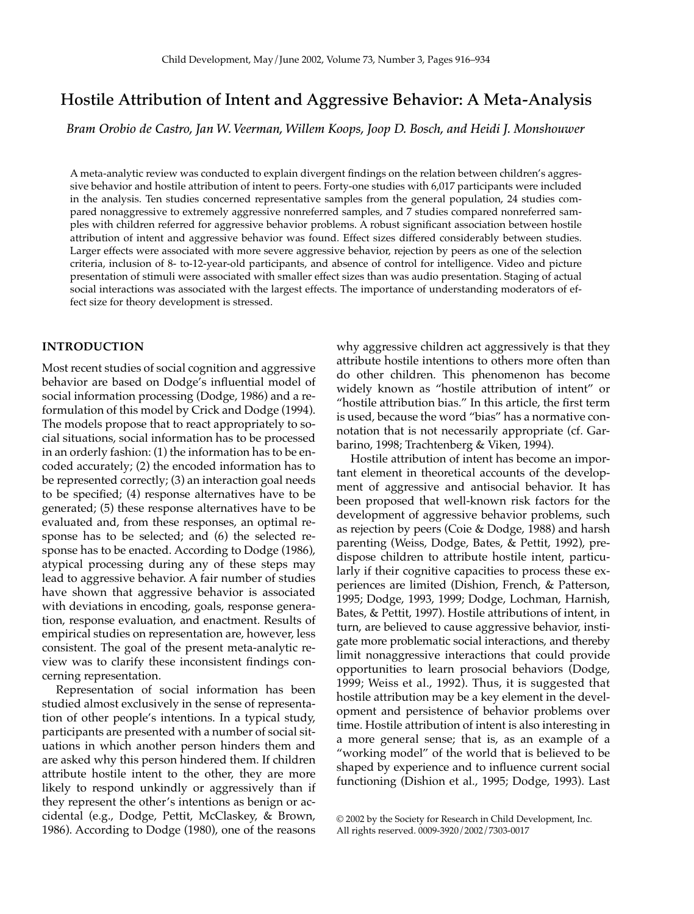# Hostile Attribution of Intent and Aggressive Behavior: A Meta-Analysis

*Bram Orobio de Castro, Jan W. Veerman, Willem Koops, Joop D. Bosch, and Heidi J. Monshouwer*

A meta-analytic review was conducted to explain divergent findings on the relation between children's aggressive behavior and hostile attribution of intent to peers. Forty-one studies with 6,017 participants were included in the analysis. Ten studies concerned representative samples from the general population, 24 studies compared nonaggressive to extremely aggressive nonreferred samples, and 7 studies compared nonreferred samples with children referred for aggressive behavior problems. A robust significant association between hostile attribution of intent and aggressive behavior was found. Effect sizes differed considerably between studies. Larger effects were associated with more severe aggressive behavior, rejection by peers as one of the selection criteria, inclusion of 8- to-12-year-old participants, and absence of control for intelligence. Video and picture presentation of stimuli were associated with smaller effect sizes than was audio presentation. Staging of actual social interactions was associated with the largest effects. The importance of understanding moderators of effect size for theory development is stressed.

## INTRODUCTION

Most recent studies of social cognition and aggressive behavior are based on Dodge's influential model of social information processing (Dodge, 1986) and a reformulation of this model by Crick and Dodge (1994). The models propose that to react appropriately to social situations, social information has to be processed in an orderly fashion: (1) the information has to be encoded accurately; (2) the encoded information has to be represented correctly; (3) an interaction goal needs to be specified; (4) response alternatives have to be generated; (5) these response alternatives have to be evaluated and, from these responses, an optimal response has to be selected; and (6) the selected response has to be enacted. According to Dodge (1986), atypical processing during any of these steps may lead to aggressive behavior. A fair number of studies have shown that aggressive behavior is associated with deviations in encoding, goals, response generation, response evaluation, and enactment. Results of empirical studies on representation are, however, less consistent. The goal of the present meta-analytic review was to clarify these inconsistent findings concerning representation.

Representation of social information has been studied almost exclusively in the sense of representation of other people's intentions. In a typical study, participants are presented with a number of social situations in which another person hinders them and are asked why this person hindered them. If children attribute hostile intent to the other, they are more likely to respond unkindly or aggressively than if they represent the other's intentions as benign or accidental (e.g., Dodge, Pettit, McClaskey, & Brown, 1986). According to Dodge (1980), one of the reasons why aggressive children act aggressively is that they attribute hostile intentions to others more often than do other children. This phenomenon has become widely known as "hostile attribution of intent" or "hostile attribution bias." In this article, the first term is used, because the word "bias" has a normative connotation that is not necessarily appropriate (cf. Garbarino, 1998; Trachtenberg & Viken, 1994).

Hostile attribution of intent has become an important element in theoretical accounts of the development of aggressive and antisocial behavior. It has been proposed that well-known risk factors for the development of aggressive behavior problems, such as rejection by peers (Coie & Dodge, 1988) and harsh parenting (Weiss, Dodge, Bates, & Pettit, 1992), predispose children to attribute hostile intent, particularly if their cognitive capacities to process these experiences are limited (Dishion, French, & Patterson, 1995; Dodge, 1993, 1999; Dodge, Lochman, Harnish, Bates, & Pettit, 1997). Hostile attributions of intent, in turn, are believed to cause aggressive behavior, instigate more problematic social interactions, and thereby limit nonaggressive interactions that could provide opportunities to learn prosocial behaviors (Dodge, 1999; Weiss et al., 1992). Thus, it is suggested that hostile attribution may be a key element in the development and persistence of behavior problems over time. Hostile attribution of intent is also interesting in a more general sense; that is, as an example of a "working model" of the world that is believed to be shaped by experience and to influence current social functioning (Dishion et al., 1995; Dodge, 1993). Last

© 2002 by the Society for Research in Child Development, Inc.
All rights reserved. 0009-3920/2002/7303-0017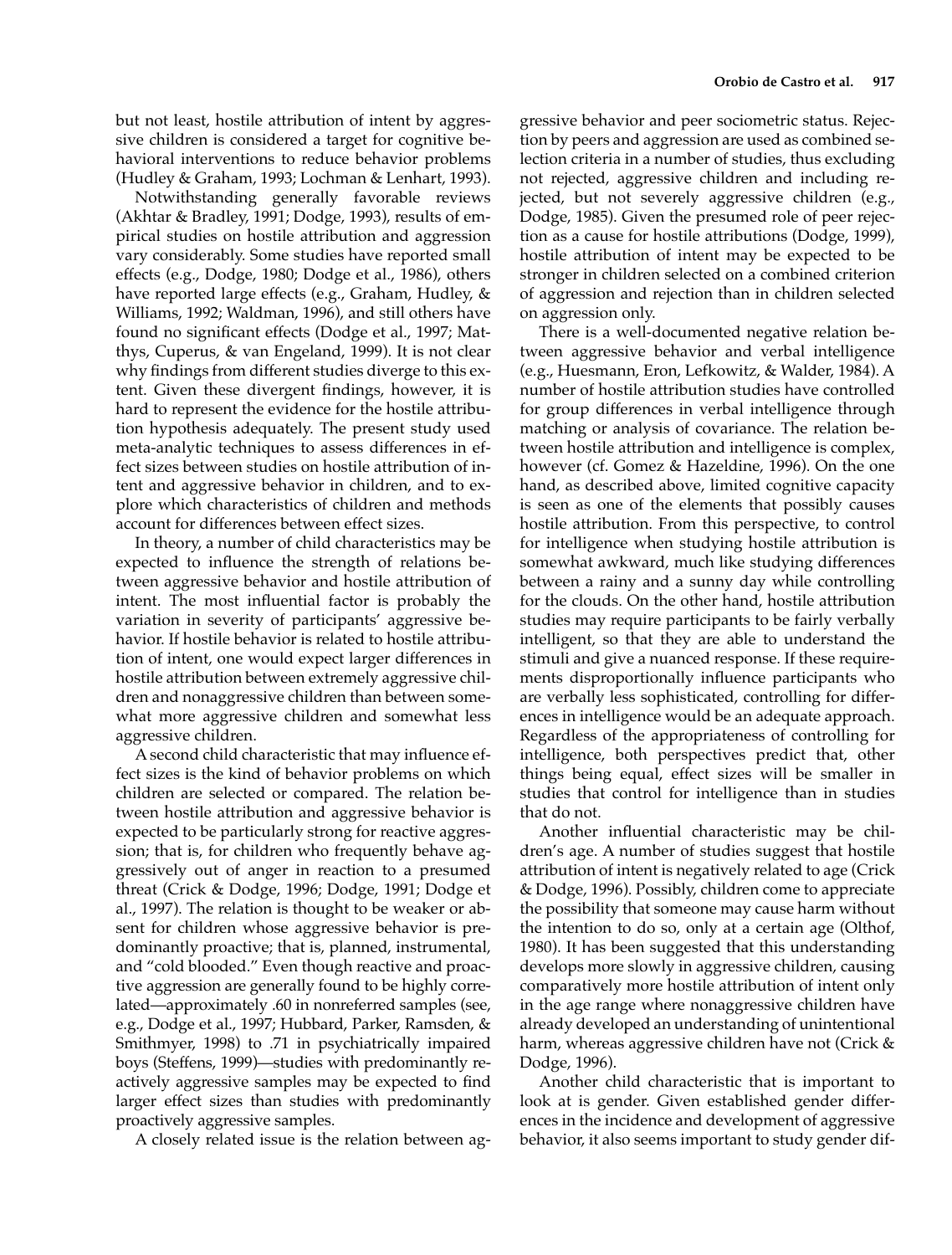but not least, hostile attribution of intent by aggressive children is considered a target for cognitive behavioral interventions to reduce behavior problems (Hudley & Graham, 1993; Lochman & Lenhart, 1993).

Notwithstanding generally favorable reviews (Akhtar & Bradley, 1991; Dodge, 1993), results of empirical studies on hostile attribution and aggression vary considerably. Some studies have reported small effects (e.g., Dodge, 1980; Dodge et al., 1986), others have reported large effects (e.g., Graham, Hudley, & Williams, 1992; Waldman, 1996), and still others have found no significant effects (Dodge et al., 1997; Matthys, Cuperus, & van Engeland, 1999). It is not clear why findings from different studies diverge to this extent. Given these divergent findings, however, it is hard to represent the evidence for the hostile attribution hypothesis adequately. The present study used meta-analytic techniques to assess differences in effect sizes between studies on hostile attribution of intent and aggressive behavior in children, and to explore which characteristics of children and methods account for differences between effect sizes.

In theory, a number of child characteristics may be expected to influence the strength of relations between aggressive behavior and hostile attribution of intent. The most influential factor is probably the variation in severity of participants' aggressive behavior. If hostile behavior is related to hostile attribution of intent, one would expect larger differences in hostile attribution between extremely aggressive children and nonaggressive children than between somewhat more aggressive children and somewhat less aggressive children.

A second child characteristic that may influence effect sizes is the kind of behavior problems on which children are selected or compared. The relation between hostile attribution and aggressive behavior is expected to be particularly strong for reactive aggression; that is, for children who frequently behave aggressively out of anger in reaction to a presumed threat (Crick & Dodge, 1996; Dodge, 1991; Dodge et al., 1997). The relation is thought to be weaker or absent for children whose aggressive behavior is predominantly proactive; that is, planned, instrumental, and "cold blooded." Even though reactive and proactive aggression are generally found to be highly correlated—approximately .60 in nonreferred samples (see, e.g., Dodge et al., 1997; Hubbard, Parker, Ramsden, & Smithmyer, 1998) to .71 in psychiatrically impaired boys (Steffens, 1999)—studies with predominantly reactively aggressive samples may be expected to find larger effect sizes than studies with predominantly proactively aggressive samples.

A closely related issue is the relation between aggressive behavior and peer sociometric status. Rejection by peers and aggression are used as combined selection criteria in a number of studies, thus excluding not rejected, aggressive children and including rejected, but not severely aggressive children (e.g., Dodge, 1985). Given the presumed role of peer rejection as a cause for hostile attributions (Dodge, 1999), hostile attribution of intent may be expected to be stronger in children selected on a combined criterion of aggression and rejection than in children selected on aggression only.

There is a well-documented negative relation between aggressive behavior and verbal intelligence (e.g., Huesmann, Eron, Lefkowitz, & Walder, 1984). A number of hostile attribution studies have controlled for group differences in verbal intelligence through matching or analysis of covariance. The relation between hostile attribution and intelligence is complex, however (cf. Gomez & Hazeldine, 1996). On the one hand, as described above, limited cognitive capacity is seen as one of the elements that possibly causes hostile attribution. From this perspective, to control for intelligence when studying hostile attribution is somewhat awkward, much like studying differences between a rainy and a sunny day while controlling for the clouds. On the other hand, hostile attribution studies may require participants to be fairly verbally intelligent, so that they are able to understand the stimuli and give a nuanced response. If these requirements disproportionally influence participants who are verbally less sophisticated, controlling for differences in intelligence would be an adequate approach. Regardless of the appropriateness of controlling for intelligence, both perspectives predict that, other things being equal, effect sizes will be smaller in studies that control for intelligence than in studies that do not.

Another influential characteristic may be children's age. A number of studies suggest that hostile attribution of intent is negatively related to age (Crick & Dodge, 1996). Possibly, children come to appreciate the possibility that someone may cause harm without the intention to do so, only at a certain age (Olthof, 1980). It has been suggested that this understanding develops more slowly in aggressive children, causing comparatively more hostile attribution of intent only in the age range where nonaggressive children have already developed an understanding of unintentional harm, whereas aggressive children have not (Crick & Dodge, 1996).

Another child characteristic that is important to look at is gender. Given established gender differences in the incidence and development of aggressive behavior, it also seems important to study gender dif-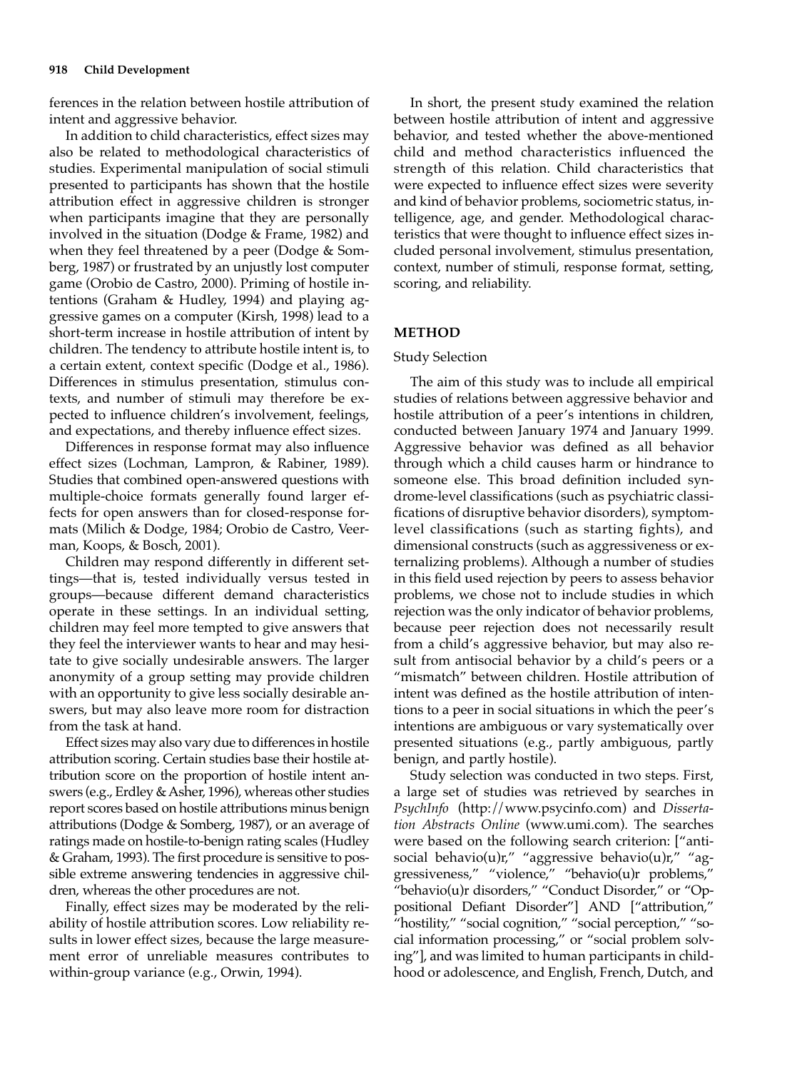ferences in the relation between hostile attribution of intent and aggressive behavior.

In addition to child characteristics, effect sizes may also be related to methodological characteristics of studies. Experimental manipulation of social stimuli presented to participants has shown that the hostile attribution effect in aggressive children is stronger when participants imagine that they are personally involved in the situation (Dodge & Frame, 1982) and when they feel threatened by a peer (Dodge & Somberg, 1987) or frustrated by an unjustly lost computer game (Orobio de Castro, 2000). Priming of hostile intentions (Graham & Hudley, 1994) and playing aggressive games on a computer (Kirsh, 1998) lead to a short-term increase in hostile attribution of intent by children. The tendency to attribute hostile intent is, to a certain extent, context specific (Dodge et al., 1986). Differences in stimulus presentation, stimulus contexts, and number of stimuli may therefore be expected to influence children's involvement, feelings, and expectations, and thereby influence effect sizes.

Differences in response format may also influence effect sizes (Lochman, Lampron, & Rabiner, 1989). Studies that combined open-answered questions with multiple-choice formats generally found larger effects for open answers than for closed-response formats (Milich & Dodge, 1984; Orobio de Castro, Veerman, Koops, & Bosch, 2001).

Children may respond differently in different settings—that is, tested individually versus tested in groups—because different demand characteristics operate in these settings. In an individual setting, children may feel more tempted to give answers that they feel the interviewer wants to hear and may hesitate to give socially undesirable answers. The larger anonymity of a group setting may provide children with an opportunity to give less socially desirable answers, but may also leave more room for distraction from the task at hand.

Effect sizes may also vary due to differences in hostile attribution scoring. Certain studies base their hostile attribution score on the proportion of hostile intent answers (e.g., Erdley & Asher, 1996), whereas other studies report scores based on hostile attributions minus benign attributions (Dodge & Somberg, 1987), or an average of ratings made on hostile-to-benign rating scales (Hudley & Graham, 1993). The first procedure is sensitive to possible extreme answering tendencies in aggressive children, whereas the other procedures are not.

Finally, effect sizes may be moderated by the reliability of hostile attribution scores. Low reliability results in lower effect sizes, because the large measurement error of unreliable measures contributes to within-group variance (e.g., Orwin, 1994).

In short, the present study examined the relation between hostile attribution of intent and aggressive behavior, and tested whether the above-mentioned child and method characteristics influenced the strength of this relation. Child characteristics that were expected to influence effect sizes were severity and kind of behavior problems, sociometric status, intelligence, age, and gender. Methodological characteristics that were thought to influence effect sizes included personal involvement, stimulus presentation, context, number of stimuli, response format, setting, scoring, and reliability.

## METHOD

### Study Selection

The aim of this study was to include all empirical studies of relations between aggressive behavior and hostile attribution of a peer's intentions in children, conducted between January 1974 and January 1999. Aggressive behavior was defined as all behavior through which a child causes harm or hindrance to someone else. This broad definition included syndrome-level classifications (such as psychiatric classifications of disruptive behavior disorders), symptom-level classifications (such as starting fights), and dimensional constructs (such as aggressiveness or externalizing problems). Although a number of studies in this field used rejection by peers to assess behavior problems, we chose not to include studies in which rejection was the only indicator of behavior problems, because peer rejection does not necessarily result from a child's aggressive behavior, but may also result from antisocial behavior by a child's peers or a "mismatch" between children. Hostile attribution of intent was defined as the hostile attribution of intentions to a peer in social situations in which the peer's intentions are ambiguous or vary systematically over presented situations (e.g., partly ambiguous, partly benign, and partly hostile).

Study selection was conducted in two steps. First, a large set of studies was retrieved by searches in *PsychInfo* (http://www.psycinfo.com) and *Dissertation Abstracts Online* (www.umi.com). The searches were based on the following search criterion: ["antisocial behavio(u)r," "aggressive behavio(u)r," "aggressiveness," "violence," "behavio(u)r problems," "behavio(u)r disorders," "Conduct Disorder," or "Oppositional Defiant Disorder"] AND ["attribution," "hostility," "social cognition," "social perception," "social information processing," or "social problem solving"], and was limited to human participants in childhood or adolescence, and English, French, Dutch, and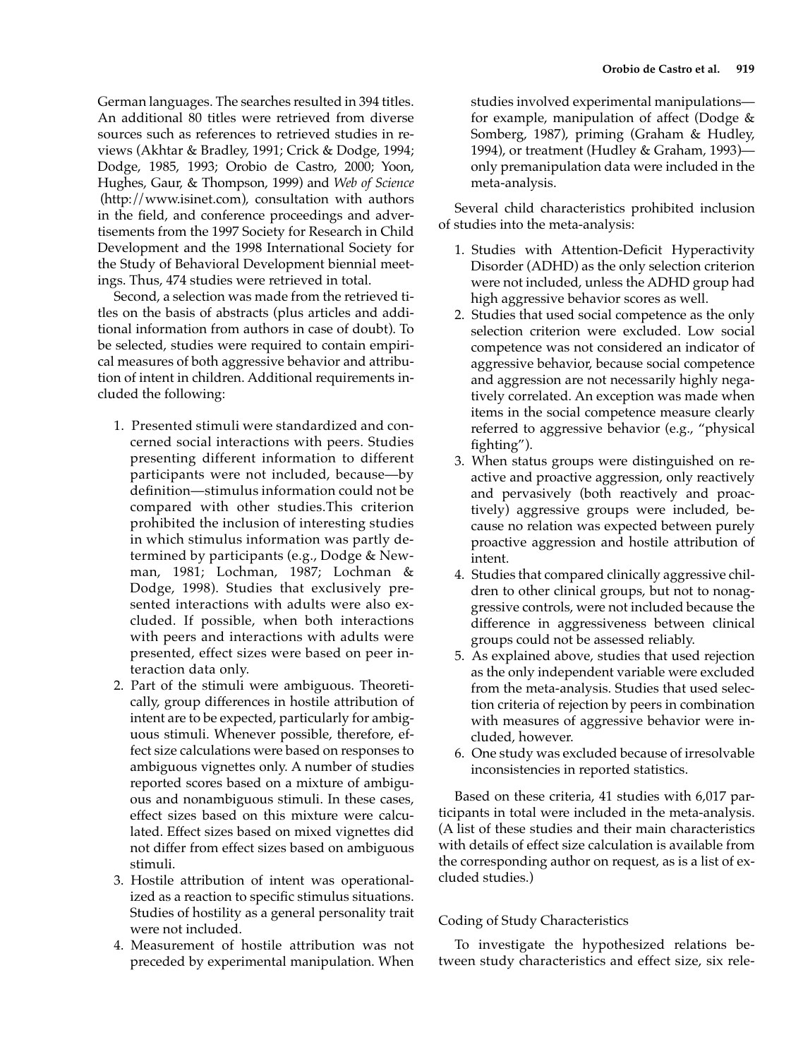German languages. The searches resulted in 394 titles. An additional 80 titles were retrieved from diverse sources such as references to retrieved studies in reviews (Akhtar & Bradley, 1991; Crick & Dodge, 1994; Dodge, 1985, 1993; Orobio de Castro, 2000; Yoon, Hughes, Gaur, & Thompson, 1999) and *Web of Science* (http://www.isinet.com), consultation with authors in the field, and conference proceedings and advertisements from the 1997 Society for Research in Child Development and the 1998 International Society for the Study of Behavioral Development biennial meetings. Thus, 474 studies were retrieved in total.

Second, a selection was made from the retrieved titles on the basis of abstracts (plus articles and additional information from authors in case of doubt). To be selected, studies were required to contain empirical measures of both aggressive behavior and attribution of intent in children. Additional requirements included the following:

1. Presented stimuli were standardized and concerned social interactions with peers. Studies presenting different information to different participants were not included, because—by definition—stimulus information could not be compared with other studies.This criterion prohibited the inclusion of interesting studies in which stimulus information was partly determined by participants (e.g., Dodge & Newman, 1981; Lochman, 1987; Lochman & Dodge, 1998). Studies that exclusively presented interactions with adults were also excluded. If possible, when both interactions with peers and interactions with adults were presented, effect sizes were based on peer interaction data only.
2. Part of the stimuli were ambiguous. Theoretically, group differences in hostile attribution of intent are to be expected, particularly for ambiguous stimuli. Whenever possible, therefore, effect size calculations were based on responses to ambiguous vignettes only. A number of studies reported scores based on a mixture of ambiguous and nonambiguous stimuli. In these cases, effect sizes based on this mixture were calculated. Effect sizes based on mixed vignettes did not differ from effect sizes based on ambiguous stimuli.
3. Hostile attribution of intent was operationalized as a reaction to specific stimulus situations. Studies of hostility as a general personality trait were not included.
4. Measurement of hostile attribution was not preceded by experimental manipulation. When studies involved experimental manipulations—for example, manipulation of affect (Dodge & Somberg, 1987), priming (Graham & Hudley, 1994), or treatment (Hudley & Graham, 1993)—only premanipulation data were included in the meta-analysis.

Several child characteristics prohibited inclusion of studies into the meta-analysis:

1. Studies with Attention-Deficit Hyperactivity Disorder (ADHD) as the only selection criterion were not included, unless the ADHD group had high aggressive behavior scores as well.
2. Studies that used social competence as the only selection criterion were excluded. Low social competence was not considered an indicator of aggressive behavior, because social competence and aggression are not necessarily highly negatively correlated. An exception was made when items in the social competence measure clearly referred to aggressive behavior (e.g., "physical fighting").
3. When status groups were distinguished on reactive and proactive aggression, only reactively and pervasively (both reactively and proactively) aggressive groups were included, because no relation was expected between purely proactive aggression and hostile attribution of intent.
4. Studies that compared clinically aggressive children to other clinical groups, but not to nonaggressive controls, were not included because the difference in aggressiveness between clinical groups could not be assessed reliably.
5. As explained above, studies that used rejection as the only independent variable were excluded from the meta-analysis. Studies that used selection criteria of rejection by peers in combination with measures of aggressive behavior were included, however.
6. One study was excluded because of irresolvable inconsistencies in reported statistics.

Based on these criteria, 41 studies with 6,017 participants in total were included in the meta-analysis. (A list of these studies and their main characteristics with details of effect size calculation is available from the corresponding author on request, as is a list of excluded studies.)

### Coding of Study Characteristics

To investigate the hypothesized relations between study characteristics and effect size, six rele-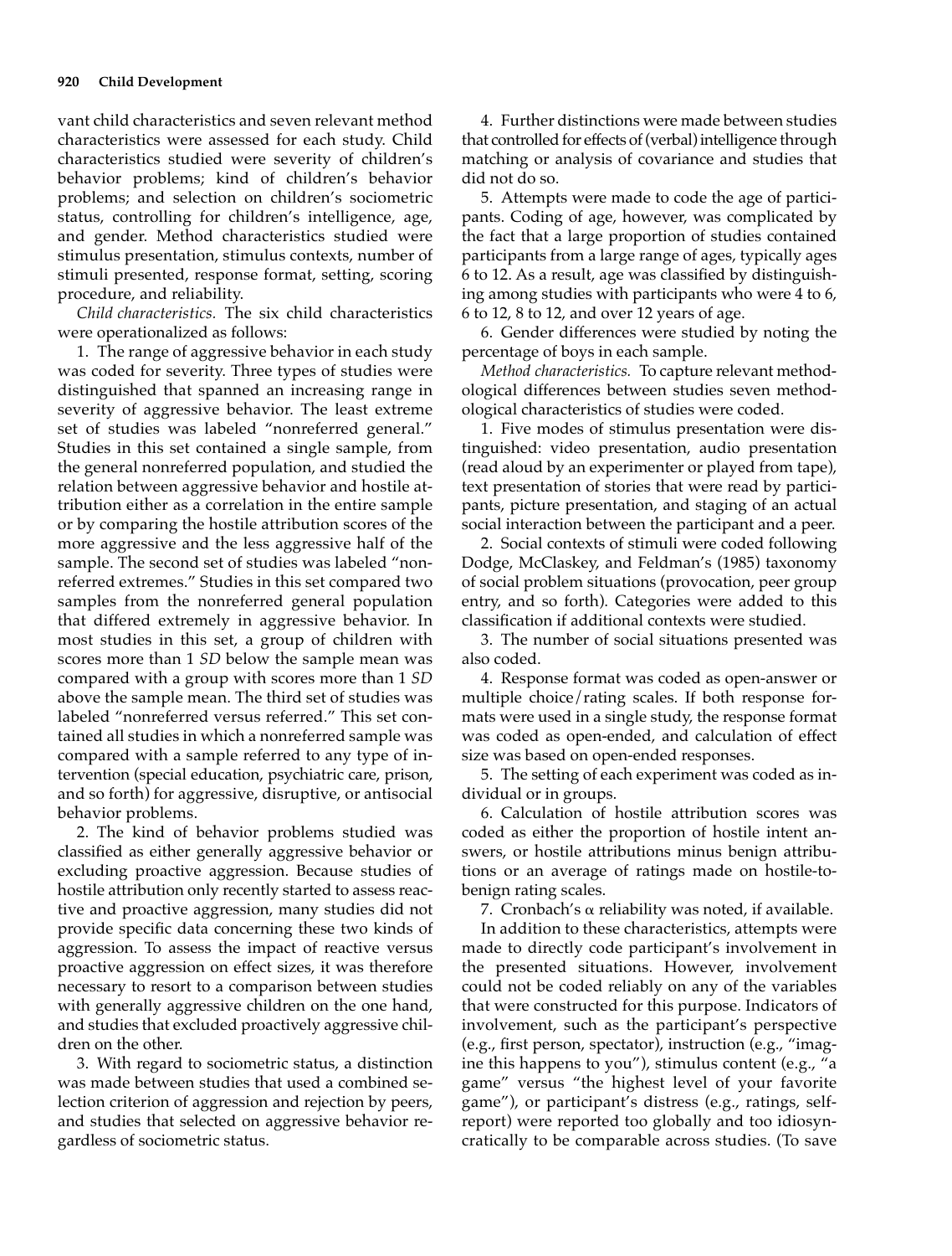vant child characteristics and seven relevant method characteristics were assessed for each study. Child characteristics studied were severity of children's behavior problems; kind of children's behavior problems; and selection on children's sociometric status, controlling for children's intelligence, age, and gender. Method characteristics studied were stimulus presentation, stimulus contexts, number of stimuli presented, response format, setting, scoring procedure, and reliability.

*Child characteristics.* The six child characteristics were operationalized as follows:

1. The range of aggressive behavior in each study was coded for severity. Three types of studies were distinguished that spanned an increasing range in severity of aggressive behavior. The least extreme set of studies was labeled "nonreferred general." Studies in this set contained a single sample, from the general nonreferred population, and studied the relation between aggressive behavior and hostile attribution either as a correlation in the entire sample or by comparing the hostile attribution scores of the more aggressive and the less aggressive half of the sample. The second set of studies was labeled "nonreferred extremes." Studies in this set compared two samples from the nonreferred general population that differed extremely in aggressive behavior. In most studies in this set, a group of children with scores more than 1 *SD* below the sample mean was compared with a group with scores more than 1 *SD* above the sample mean. The third set of studies was labeled "nonreferred versus referred." This set contained all studies in which a nonreferred sample was compared with a sample referred to any type of intervention (special education, psychiatric care, prison, and so forth) for aggressive, disruptive, or antisocial behavior problems.

2. The kind of behavior problems studied was classified as either generally aggressive behavior or excluding proactive aggression. Because studies of hostile attribution only recently started to assess reactive and proactive aggression, many studies did not provide specific data concerning these two kinds of aggression. To assess the impact of reactive versus proactive aggression on effect sizes, it was therefore necessary to resort to a comparison between studies with generally aggressive children on the one hand, and studies that excluded proactively aggressive children on the other.

3. With regard to sociometric status, a distinction was made between studies that used a combined selection criterion of aggression and rejection by peers, and studies that selected on aggressive behavior regardless of sociometric status.

4. Further distinctions were made between studies that controlled for effects of (verbal) intelligence through matching or analysis of covariance and studies that did not do so.

5. Attempts were made to code the age of participants. Coding of age, however, was complicated by the fact that a large proportion of studies contained participants from a large range of ages, typically ages 6 to 12. As a result, age was classified by distinguishing among studies with participants who were 4 to 6, 6 to 12, 8 to 12, and over 12 years of age.

6. Gender differences were studied by noting the percentage of boys in each sample.

*Method characteristics.* To capture relevant methodological differences between studies seven methodological characteristics of studies were coded.

1. Five modes of stimulus presentation were distinguished: video presentation, audio presentation (read aloud by an experimenter or played from tape), text presentation of stories that were read by participants, picture presentation, and staging of an actual social interaction between the participant and a peer.

2. Social contexts of stimuli were coded following Dodge, McClaskey, and Feldman's (1985) taxonomy of social problem situations (provocation, peer group entry, and so forth). Categories were added to this classification if additional contexts were studied.

3. The number of social situations presented was also coded.

4. Response format was coded as open-answer or multiple choice/rating scales. If both response formats were used in a single study, the response format was coded as open-ended, and calculation of effect size was based on open-ended responses.

5. The setting of each experiment was coded as individual or in groups.

6. Calculation of hostile attribution scores was coded as either the proportion of hostile intent answers, or hostile attributions minus benign attributions or an average of ratings made on hostile-to-benign rating scales.

7. Cronbach's $\alpha$ reliability was noted, if available.

In addition to these characteristics, attempts were made to directly code participant's involvement in the presented situations. However, involvement could not be coded reliably on any of the variables that were constructed for this purpose. Indicators of involvement, such as the participant's perspective (e.g., first person, spectator), instruction (e.g., "imagine this happens to you"), stimulus content (e.g., "a game" versus "the highest level of your favorite game"), or participant's distress (e.g., ratings, self-report) were reported too globally and too idiosyncratically to be comparable across studies. (To save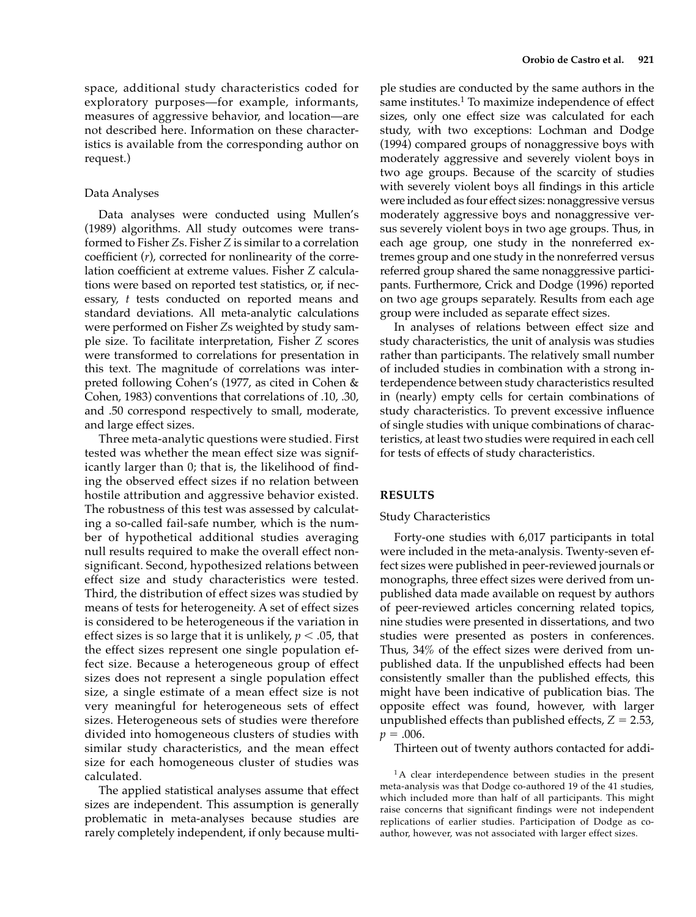space, additional study characteristics coded for exploratory purposes—for example, informants, measures of aggressive behavior, and location—are not described here. Information on these characteristics is available from the corresponding author on request.)

### Data Analyses

Data analyses were conducted using Mullen's (1989) algorithms. All study outcomes were transformed to Fisher $Z$s. Fisher $Z$ is similar to a correlation coefficient ($r$), corrected for nonlinearity of the correlation coefficient at extreme values. Fisher $Z$ calculations were based on reported test statistics, or, if necessary, $t$ tests conducted on reported means and standard deviations. All meta-analytic calculations were performed on Fisher $Z$s weighted by study sample size. To facilitate interpretation, Fisher $Z$ scores were transformed to correlations for presentation in this text. The magnitude of correlations was interpreted following Cohen's (1977, as cited in Cohen & Cohen, 1983) conventions that correlations of .10, .30, and .50 correspond respectively to small, moderate, and large effect sizes.

Three meta-analytic questions were studied. First tested was whether the mean effect size was significantly larger than 0; that is, the likelihood of finding the observed effect sizes if no relation between hostile attribution and aggressive behavior existed. The robustness of this test was assessed by calculating a so-called fail-safe number, which is the number of hypothetical additional studies averaging null results required to make the overall effect nonsignificant. Second, hypothesized relations between effect size and study characteristics were tested. Third, the distribution of effect sizes was studied by means of tests for heterogeneity. A set of effect sizes is considered to be heterogeneous if the variation in effect sizes is so large that it is unlikely, $p < .05$, that the effect sizes represent one single population effect size. Because a heterogeneous group of effect sizes does not represent a single population effect size, a single estimate of a mean effect size is not very meaningful for heterogeneous sets of effect sizes. Heterogeneous sets of studies were therefore divided into homogeneous clusters of studies with similar study characteristics, and the mean effect size for each homogeneous cluster of studies was calculated.

The applied statistical analyses assume that effect sizes are independent. This assumption is generally problematic in meta-analyses because studies are rarely completely independent, if only because multiple studies are conducted by the same authors in the same institutes.[1] To maximize independence of effect sizes, only one effect size was calculated for each study, with two exceptions: Lochman and Dodge (1994) compared groups of nonaggressive boys with moderately aggressive and severely violent boys in two age groups. Because of the scarcity of studies with severely violent boys all findings in this article were included as four effect sizes: nonaggressive versus moderately aggressive boys and nonaggressive versus severely violent boys in two age groups. Thus, in each age group, one study in the nonreferred extremes group and one study in the nonreferred versus referred group shared the same nonaggressive participants. Furthermore, Crick and Dodge (1996) reported on two age groups separately. Results from each age group were included as separate effect sizes.

In analyses of relations between effect size and study characteristics, the unit of analysis was studies rather than participants. The relatively small number of included studies in combination with a strong interdependence between study characteristics resulted in (nearly) empty cells for certain combinations of study characteristics. To prevent excessive influence of single studies with unique combinations of characteristics, at least two studies were required in each cell for tests of effects of study characteristics.

## RESULTS

### Study Characteristics

Forty-one studies with 6,017 participants in total were included in the meta-analysis. Twenty-seven effect sizes were published in peer-reviewed journals or monographs, three effect sizes were derived from unpublished data made available on request by authors of peer-reviewed articles concerning related topics, nine studies were presented in dissertations, and two studies were presented as posters in conferences. Thus, 34% of the effect sizes were derived from unpublished data. If the unpublished effects had been consistently smaller than the published effects, this might have been indicative of publication bias. The opposite effect was found, however, with larger unpublished effects than published effects, $Z = 2.53$, $p = .006$.

Thirteen out of twenty authors contacted for addi-

[1] A clear interdependence between studies in the present meta-analysis was that Dodge co-authored 19 of the 41 studies, which included more than half of all participants. This might raise concerns that significant findings were not independent replications of earlier studies. Participation of Dodge as co-author, however, was not associated with larger effect sizes.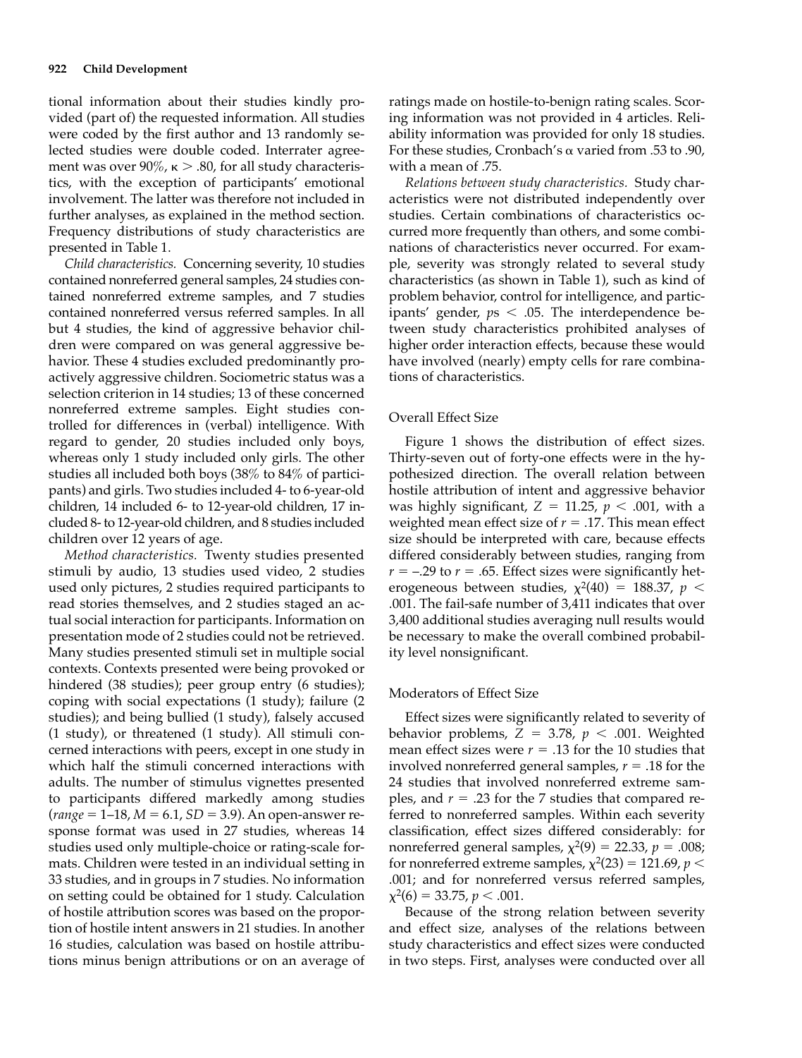tional information about their studies kindly provided (part of) the requested information. All studies were coded by the first author and 13 randomly selected studies were double coded. Interrater agreement was over 90%, $\kappa > .80$, for all study characteristics, with the exception of participants' emotional involvement. The latter was therefore not included in further analyses, as explained in the method section. Frequency distributions of study characteristics are presented in Table 1.

*Child characteristics.* Concerning severity, 10 studies contained nonreferred general samples, 24 studies contained nonreferred extreme samples, and 7 studies contained nonreferred versus referred samples. In all but 4 studies, the kind of aggressive behavior children were compared on was general aggressive behavior. These 4 studies excluded predominantly proactively aggressive children. Sociometric status was a selection criterion in 14 studies; 13 of these concerned nonreferred extreme samples. Eight studies controlled for differences in (verbal) intelligence. With regard to gender, 20 studies included only boys, whereas only 1 study included only girls. The other studies all included both boys (38% to 84% of participants) and girls. Two studies included 4- to 6-year-old children, 14 included 6- to 12-year-old children, 17 included 8- to 12-year-old children, and 8 studies included children over 12 years of age.

*Method characteristics.* Twenty studies presented stimuli by audio, 13 studies used video, 2 studies used only pictures, 2 studies required participants to read stories themselves, and 2 studies staged an actual social interaction for participants. Information on presentation mode of 2 studies could not be retrieved. Many studies presented stimuli set in multiple social contexts. Contexts presented were being provoked or hindered (38 studies); peer group entry (6 studies); coping with social expectations (1 study); failure (2 studies); and being bullied (1 study), falsely accused (1 study), or threatened (1 study). All stimuli concerned interactions with peers, except in one study in which half the stimuli concerned interactions with adults. The number of stimulus vignettes presented to participants differed markedly among studies (*range* = 1–18, $M = 6.1$, $SD = 3.9$). An open-answer response format was used in 27 studies, whereas 14 studies used only multiple-choice or rating-scale formats. Children were tested in an individual setting in 33 studies, and in groups in 7 studies. No information on setting could be obtained for 1 study. Calculation of hostile attribution scores was based on the proportion of hostile intent answers in 21 studies. In another 16 studies, calculation was based on hostile attributions minus benign attributions or on an average of ratings made on hostile-to-benign rating scales. Scoring information was not provided in 4 articles. Reliability information was provided for only 18 studies. For these studies, Cronbach's $\alpha$ varied from .53 to .90, with a mean of .75.

*Relations between study characteristics.* Study characteristics were not distributed independently over studies. Certain combinations of characteristics occurred more frequently than others, and some combinations of characteristics never occurred. For example, severity was strongly related to several study characteristics (as shown in Table 1), such as kind of problem behavior, control for intelligence, and participants' gender, $ps < .05$. The interdependence between study characteristics prohibited analyses of higher order interaction effects, because these would have involved (nearly) empty cells for rare combinations of characteristics.

## Overall Effect Size

Figure 1 shows the distribution of effect sizes. Thirty-seven out of forty-one effects were in the hypothesized direction. The overall relation between hostile attribution of intent and aggressive behavior was highly significant, $Z = 11.25$, $p < .001$, with a weighted mean effect size of $r = .17$. This mean effect size should be interpreted with care, because effects differed considerably between studies, ranging from $r = -.29$ to $r = .65$. Effect sizes were significantly heterogeneous between studies, $\chi^2(40) = 188.37$, $p < .001$. The fail-safe number of 3,411 indicates that over 3,400 additional studies averaging null results would be necessary to make the overall combined probability level nonsignificant.

## Moderators of Effect Size

Effect sizes were significantly related to severity of behavior problems, $Z = 3.78$, $p < .001$. Weighted mean effect sizes were $r = .13$ for the 10 studies that involved nonreferred general samples, $r = .18$ for the 24 studies that involved nonreferred extreme samples, and $r = .23$ for the 7 studies that compared referred to nonreferred samples. Within each severity classification, effect sizes differed considerably: for nonreferred general samples, $\chi^2(9) = 22.33$, $p = .008$; for nonreferred extreme samples, $\chi^2(23) = 121.69$, $p < .001$; and for nonreferred versus referred samples, $\chi^2(6) = 33.75$, $p < .001$.

Because of the strong relation between severity and effect size, analyses of the relations between study characteristics and effect sizes were conducted in two steps. First, analyses were conducted over all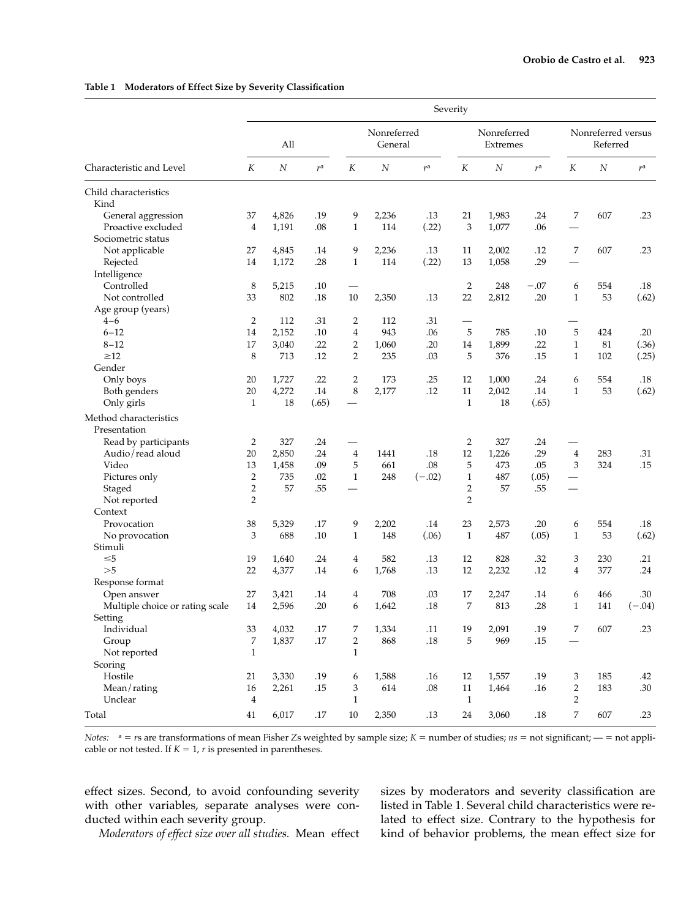**Table 1 Moderators of Effect Size by Severity Classification**

| Characteristic and Level | All | | | Nonreferred General | | | Nonreferred Extremes | | | Nonreferred versus Referred | | |
|---|---|---|---|---|---|---|---|---|---|---|---|---|
| | K | N | r[a] | K | N | r[a] | K | N | r[a] | K | N | r[a] |
| **Child characteristics** | | | | | | | | | | | | |
| Kind | | | | | | | | | | | | |
| General aggression | 37 | 4,826 | .19 | 9 | 2,236 | .13 | 21 | 1,983 | .24 | 7 | 607 | .23 |
| Proactive excluded | 4 | 1,191 | .08 | 1 | 114 | (.22) | 3 | 1,077 | .06 | — | | |
| Sociometric status | | | | | | | | | | | | |
| Not applicable | 27 | 4,845 | .14 | 9 | 2,236 | .13 | 11 | 2,002 | .12 | 7 | 607 | .23 |
| Rejected | 14 | 1,172 | .28 | 1 | 114 | (.22) | 13 | 1,058 | .29 | — | | |
| Intelligence | | | | | | | | | | | | |
| Controlled | 8 | 5,215 | .10 | — | | | 2 | 248 | −.07 | 6 | 554 | .18 |
| Not controlled | 33 | 802 | .18 | 10 | 2,350 | .13 | 22 | 2,812 | .20 | 1 | 53 | (.62) |
| Age group (years) | | | | | | | | | | | | |
| 4–6 | 2 | 112 | .31 | 2 | 112 | .31 | — | | | — | | |
| 6–12 | 14 | 2,152 | .10 | 4 | 943 | .06 | 5 | 785 | .10 | 5 | 424 | .20 |
| 8–12 | 17 | 3,040 | .22 | 2 | 1,060 | .20 | 14 | 1,899 | .22 | 1 | 81 | (.36) |
| ≥12 | 8 | 713 | .12 | 2 | 235 | .03 | 5 | 376 | .15 | 1 | 102 | (.25) |
| Gender | | | | | | | | | | | | |
| Only boys | 20 | 1,727 | .22 | 2 | 173 | .25 | 12 | 1,000 | .24 | 6 | 554 | .18 |
| Both genders | 20 | 4,272 | .14 | 8 | 2,177 | .12 | 11 | 2,042 | .14 | 1 | 53 | (.62) |
| Only girls | 1 | 18 | (.65) | — | | | 1 | 18 | (.65) | | | |
| **Method characteristics** | | | | | | | | | | | | |
| Presentation | | | | | | | | | | | | |
| Read by participants | 2 | 327 | .24 | — | | | 2 | 327 | .24 | — | | |
| Audio/read aloud | 20 | 2,850 | .24 | 4 | 1441 | .18 | 12 | 1,226 | .29 | 4 | 283 | .31 |
| Video | 13 | 1,458 | .09 | 5 | 661 | .08 | 5 | 473 | .05 | 3 | 324 | .15 |
| Pictures only | 2 | 735 | .02 | 1 | 248 | (−.02) | 1 | 487 | (.05) | — | | |
| Staged | 2 | 57 | .55 | — | | | 2 | 57 | .55 | — | | |
| Not reported | 2 | | | | | | 2 | | | | | |
| Context | | | | | | | | | | | | |
| Provocation | 38 | 5,329 | .17 | 9 | 2,202 | .14 | 23 | 2,573 | .20 | 6 | 554 | .18 |
| No provocation | 3 | 688 | .10 | 1 | 148 | (.06) | 1 | 487 | (.05) | 1 | 53 | (.62) |
| Stimuli | | | | | | | | | | | | |
| ≤5 | 19 | 1,640 | .24 | 4 | 582 | .13 | 12 | 828 | .32 | 3 | 230 | .21 |
| >5 | 22 | 4,377 | .14 | 6 | 1,768 | .13 | 12 | 2,232 | .12 | 4 | 377 | .24 |
| Response format | | | | | | | | | | | | |
| Open answer | 27 | 3,421 | .14 | 4 | 708 | .03 | 17 | 2,247 | .14 | 6 | 466 | .30 |
| Multiple choice or rating scale | 14 | 2,596 | .20 | 6 | 1,642 | .18 | 7 | 813 | .28 | 1 | 141 | (−.04) |
| Setting | | | | | | | | | | | | |
| Individual | 33 | 4,032 | .17 | 7 | 1,334 | .11 | 19 | 2,091 | .19 | 7 | 607 | .23 |
| Group | 7 | 1,837 | .17 | 2 | 868 | .18 | 5 | 969 | .15 | — | | |
| Not reported | 1 | | | 1 | | | | | | | | |
| Scoring | | | | | | | | | | | | |
| Hostile | 21 | 3,330 | .19 | 6 | 1,588 | .16 | 12 | 1,557 | .19 | 3 | 185 | .42 |
| Mean/rating | 16 | 2,261 | .15 | 3 | 614 | .08 | 11 | 1,464 | .16 | 2 | 183 | .30 |
| Unclear | 4 | | | 1 | | | 1 | | | 2 | | |
| Total | 41 | 6,017 | .17 | 10 | 2,350 | .13 | 24 | 3,060 | .18 | 7 | 607 | .23 |

*Notes:* [a] = *r*s are transformations of mean Fisher *Z*s weighted by sample size; *K* = number of studies; *ns* = not significant; — = not applicable or not tested. If *K* = 1, *r* is presented in parentheses.

effect sizes. Second, to avoid confounding severity with other variables, separate analyses were conducted within each severity group.

*Moderators of effect size over all studies.* Mean effect sizes by moderators and severity classification are listed in Table 1. Several child characteristics were related to effect size. Contrary to the hypothesis for kind of behavior problems, the mean effect size for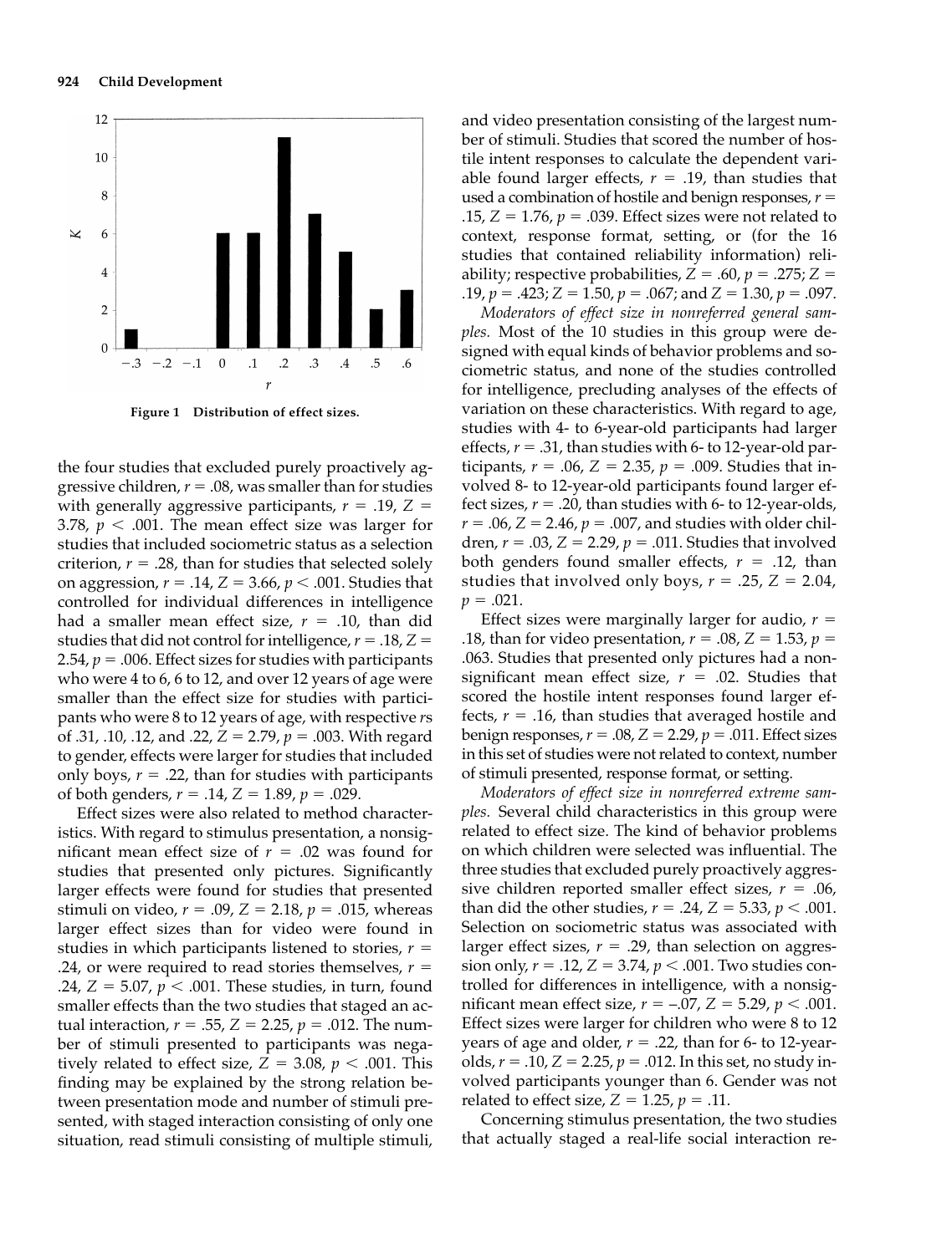Figure 1 Distribution of effect sizes.

the four studies that excluded purely proactively aggressive children, $r = .08$, was smaller than for studies with generally aggressive participants, $r = .19$, $Z = 3.78$, $p < .001$. The mean effect size was larger for studies that included sociometric status as a selection criterion, $r = .28$, than for studies that selected solely on aggression, $r = .14$, $Z = 3.66$, $p < .001$. Studies that controlled for individual differences in intelligence had a smaller mean effect size, $r = .10$, than did studies that did not control for intelligence, $r = .18$, $Z = 2.54$, $p = .006$. Effect sizes for studies with participants who were 4 to 6, 6 to 12, and over 12 years of age were smaller than the effect size for studies with participants who were 8 to 12 years of age, with respective *r*s of .31, .10, .12, and .22, $Z = 2.79$, $p = .003$. With regard to gender, effects were larger for studies that included only boys, $r = .22$, than for studies with participants of both genders, $r = .14$, $Z = 1.89$, $p = .029$.

Effect sizes were also related to method characteristics. With regard to stimulus presentation, a nonsignificant mean effect size of $r = .02$ was found for studies that presented only pictures. Significantly larger effects were found for studies that presented stimuli on video, $r = .09$, $Z = 2.18$, $p = .015$, whereas larger effect sizes than for video were found in studies in which participants listened to stories, $r = .24$, or were required to read stories themselves, $r = .24$, $Z = 5.07$, $p < .001$. These studies, in turn, found smaller effects than the two studies that staged an actual interaction, $r = .55$, $Z = 2.25$, $p = .012$. The number of stimuli presented to participants was negatively related to effect size, $Z = 3.08$, $p < .001$. This finding may be explained by the strong relation between presentation mode and number of stimuli presented, with staged interaction consisting of only one situation, read stimuli consisting of multiple stimuli, and video presentation consisting of the largest number of stimuli. Studies that scored the number of hostile intent responses to calculate the dependent variable found larger effects, $r = .19$, than studies that used a combination of hostile and benign responses, $r = .15$, $Z = 1.76$, $p = .039$. Effect sizes were not related to context, response format, setting, or (for the 16 studies that contained reliability information) reliability; respective probabilities, $Z = .60$, $p = .275$; $Z = .19$, $p = .423$; $Z = 1.50$, $p = .067$; and $Z = 1.30$, $p = .097$.

*Moderators of effect size in nonreferred general samples.* Most of the 10 studies in this group were designed with equal kinds of behavior problems and sociometric status, and none of the studies controlled for intelligence, precluding analyses of the effects of variation on these characteristics. With regard to age, studies with 4- to 6-year-old participants had larger effects, $r = .31$, than studies with 6- to 12-year-old participants, $r = .06$, $Z = 2.35$, $p = .009$. Studies that involved 8- to 12-year-old participants found larger effect sizes, $r = .20$, than studies with 6- to 12-year-olds, $r = .06$, $Z = 2.46$, $p = .007$, and studies with older children, $r = .03$, $Z = 2.29$, $p = .011$. Studies that involved both genders found smaller effects, $r = .12$, than studies that involved only boys, $r = .25$, $Z = 2.04$, $p = .021$.

Effect sizes were marginally larger for audio, $r = .18$, than for video presentation, $r = .08$, $Z = 1.53$, $p = .063$. Studies that presented only pictures had a nonsignificant mean effect size, $r = .02$. Studies that scored the hostile intent responses found larger effects, $r = .16$, than studies that averaged hostile and benign responses, $r = .08$, $Z = 2.29$, $p = .011$. Effect sizes in this set of studies were not related to context, number of stimuli presented, response format, or setting.

*Moderators of effect size in nonreferred extreme samples.* Several child characteristics in this group were related to effect size. The kind of behavior problems on which children were selected was influential. The three studies that excluded purely proactively aggressive children reported smaller effect sizes, $r = .06$, than did the other studies, $r = .24$, $Z = 5.33$, $p < .001$. Selection on sociometric status was associated with larger effect sizes, $r = .29$, than selection on aggression only, $r = .12$, $Z = 3.74$, $p < .001$. Two studies controlled for differences in intelligence, with a nonsignificant mean effect size, $r = -.07$, $Z = 5.29$, $p < .001$. Effect sizes were larger for children who were 8 to 12 years of age and older, $r = .22$, than for 6- to 12-year-olds, $r = .10$, $Z = 2.25$, $p = .012$. In this set, no study involved participants younger than 6. Gender was not related to effect size, $Z = 1.25$, $p = .11$.

Concerning stimulus presentation, the two studies that actually staged a real-life social interaction re-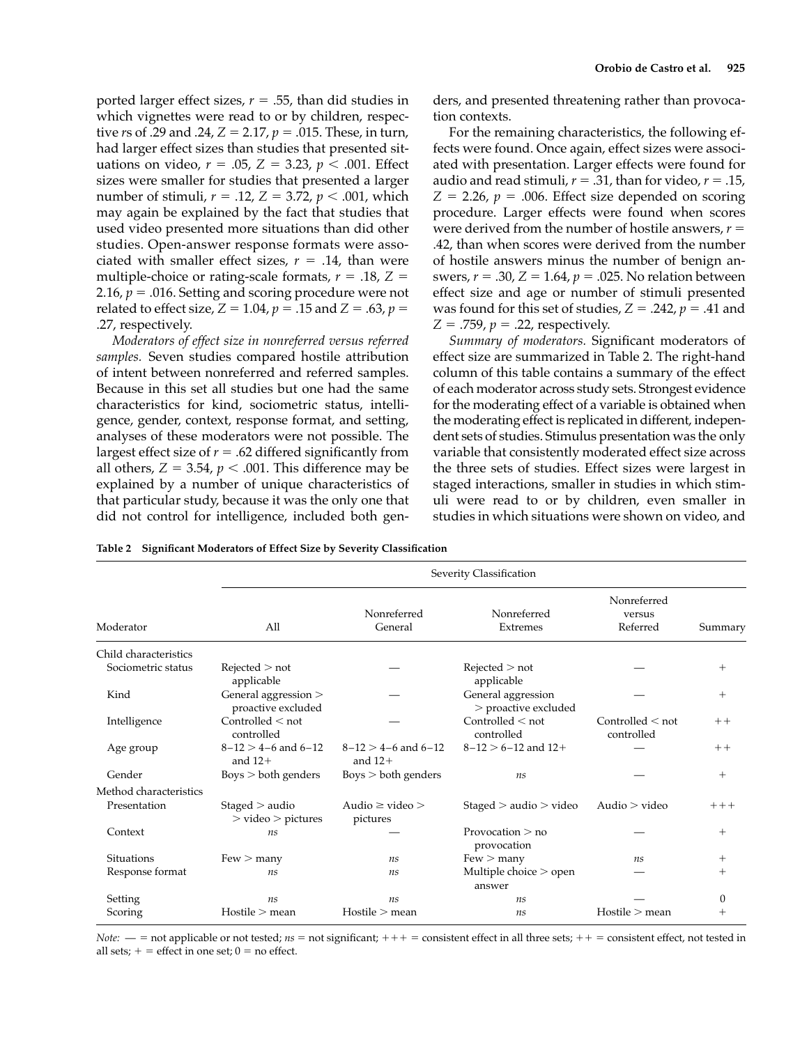ported larger effect sizes, $r = .55$, than did studies in which vignettes were read to or by children, respective *r*s of .29 and .24, $Z = 2.17$, $p = .015$. These, in turn, had larger effect sizes than studies that presented situations on video, $r = .05$, $Z = 3.23$, $p < .001$. Effect sizes were smaller for studies that presented a larger number of stimuli, $r = .12$, $Z = 3.72$, $p < .001$, which may again be explained by the fact that studies that used video presented more situations than did other studies. Open-answer response formats were associated with smaller effect sizes, $r = .14$, than were multiple-choice or rating-scale formats, $r = .18$, $Z = 2.16$, $p = .016$. Setting and scoring procedure were not related to effect size, $Z = 1.04$, $p = .15$ and $Z = .63$, $p = .27$, respectively.

*Moderators of effect size in nonreferred versus referred samples.* Seven studies compared hostile attribution of intent between nonreferred and referred samples. Because in this set all studies but one had the same characteristics for kind, sociometric status, intelligence, gender, context, response format, and setting, analyses of these moderators were not possible. The largest effect size of $r = .62$ differed significantly from all others, $Z = 3.54$, $p < .001$. This difference may be explained by a number of unique characteristics of that particular study, because it was the only one that did not control for intelligence, included both genders, and presented threatening rather than provocation contexts.

For the remaining characteristics, the following effects were found. Once again, effect sizes were associated with presentation. Larger effects were found for audio and read stimuli, $r = .31$, than for video, $r = .15$, $Z = 2.26$, $p = .006$. Effect size depended on scoring procedure. Larger effects were found when scores were derived from the number of hostile answers, $r = .42$, than when scores were derived from the number of hostile answers minus the number of benign answers, $r = .30$, $Z = 1.64$, $p = .025$. No relation between effect size and age or number of stimuli presented was found for this set of studies, $Z = .242$, $p = .41$ and $Z = .759$, $p = .22$, respectively.

*Summary of moderators.* Significant moderators of effect size are summarized in Table 2. The right-hand column of this table contains a summary of the effect of each moderator across study sets. Strongest evidence for the moderating effect of a variable is obtained when the moderating effect is replicated in different, independent sets of studies. Stimulus presentation was the only variable that consistently moderated effect size across the three sets of studies. Effect sizes were largest in staged interactions, smaller in studies in which stimuli were read to or by children, even smaller in studies in which situations were shown on video, and

**Table 2 Significant Moderators of Effect Size by Severity Classification**

| | Severity Classification | | | | |
|---|---|---|---|---|---|
| Moderator | All | Nonreferred General | Nonreferred Extremes | Nonreferred versus Referred | Summary |
| Child characteristics | | | | | |
| Sociometric status | Rejected > not applicable | — | Rejected > not applicable | — | + |
| Kind | General aggression > proactive excluded | — | General aggression > proactive excluded | — | + |
| Intelligence | Controlled < not controlled | — | Controlled < not controlled | Controlled < not controlled | ++ |
| Age group | 8–12 > 4–6 and 6–12 and 12+ | 8–12 > 4–6 and 6–12 and 12+ | 8–12 > 6–12 and 12+ | — | ++ |
| Gender | Boys > both genders | Boys > both genders | *ns* | — | + |
| Method characteristics | | | | | |
| Presentation | Staged > audio > video > pictures | Audio ≥ video > pictures | Staged > audio > video | Audio > video | +++ |
| Context | *ns* | — | Provocation > no provocation | — | + |
| Situations | Few > many | *ns* | Few > many | *ns* | + |
| Response format | *ns* | *ns* | Multiple choice > open answer | — | + |
| Setting | *ns* | *ns* | *ns* | — | 0 |
| Scoring | Hostile > mean | Hostile > mean | *ns* | Hostile > mean | + |

*Note:* — = not applicable or not tested; *ns* = not significant; +++ = consistent effect in all three sets; ++ = consistent effect, not tested in all sets; + = effect in one set; 0 = no effect.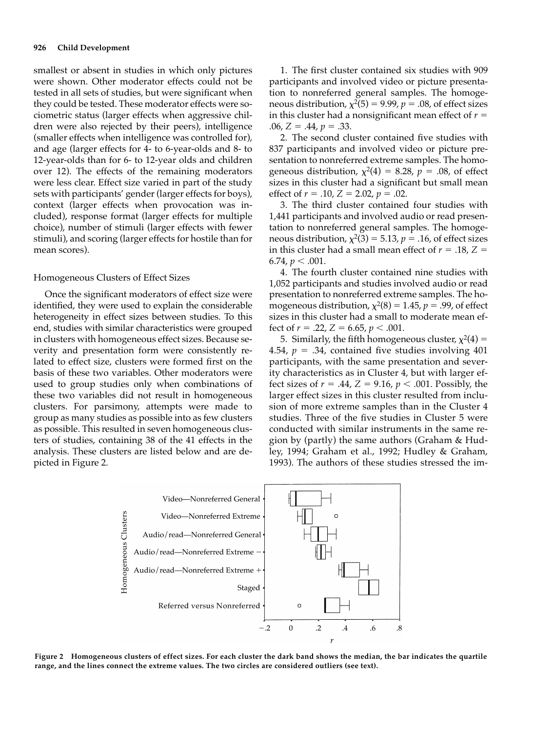smallest or absent in studies in which only pictures were shown. Other moderator effects could not be tested in all sets of studies, but were significant when they could be tested. These moderator effects were sociometric status (larger effects when aggressive children were also rejected by their peers), intelligence (smaller effects when intelligence was controlled for), and age (larger effects for 4- to 6-year-olds and 8- to 12-year-olds than for 6- to 12-year olds and children over 12). The effects of the remaining moderators were less clear. Effect size varied in part of the study sets with participants' gender (larger effects for boys), context (larger effects when provocation was included), response format (larger effects for multiple choice), number of stimuli (larger effects with fewer stimuli), and scoring (larger effects for hostile than for mean scores).

### Homogeneous Clusters of Effect Sizes

Once the significant moderators of effect size were identified, they were used to explain the considerable heterogeneity in effect sizes between studies. To this end, studies with similar characteristics were grouped in clusters with homogeneous effect sizes. Because severity and presentation form were consistently related to effect size, clusters were formed first on the basis of these two variables. Other moderators were used to group studies only when combinations of these two variables did not result in homogeneous clusters. For parsimony, attempts were made to group as many studies as possible into as few clusters as possible. This resulted in seven homogeneous clusters of studies, containing 38 of the 41 effects in the analysis. These clusters are listed below and are depicted in Figure 2.

1. The first cluster contained six studies with 909 participants and involved video or picture presentation to nonreferred general samples. The homogeneous distribution, $\chi^2(5) = 9.99$, $p = .08$, of effect sizes in this cluster had a nonsignificant mean effect of $r = .06$, $Z = .44$, $p = .33$.

2. The second cluster contained five studies with 837 participants and involved video or picture presentation to nonreferred extreme samples. The homogeneous distribution, $\chi^2(4) = 8.28$, $p = .08$, of effect sizes in this cluster had a significant but small mean effect of $r = .10$, $Z = 2.02$, $p = .02$.

3. The third cluster contained four studies with 1,441 participants and involved audio or read presentation to nonreferred general samples. The homogeneous distribution, $\chi^2(3) = 5.13$, $p = .16$, of effect sizes in this cluster had a small mean effect of $r = .18$, $Z = 6.74$, $p < .001$.

4. The fourth cluster contained nine studies with 1,052 participants and studies involved audio or read presentation to nonreferred extreme samples. The homogeneous distribution, $\chi^2(8) = 1.45$, $p = .99$, of effect sizes in this cluster had a small to moderate mean effect of $r = .22$, $Z = 6.65$, $p < .001$.

5. Similarly, the fifth homogeneous cluster, $\chi^2(4) = 4.54$, $p = .34$, contained five studies involving 401 participants, with the same presentation and severity characteristics as in Cluster 4, but with larger effect sizes of $r = .44$, $Z = 9.16$, $p < .001$. Possibly, the larger effect sizes in this cluster resulted from inclusion of more extreme samples than in the Cluster 4 studies. Three of the five studies in Cluster 5 were conducted with similar instruments in the same region by (partly) the same authors (Graham & Hudley, 1994; Graham et al., 1992; Hudley & Graham, 1993). The authors of these studies stressed the im-

**Figure 2** **Homogeneous clusters of effect sizes. For each cluster the dark band shows the median, the bar indicates the quartile range, and the lines connect the extreme values. The two circles are considered outliers (see text).**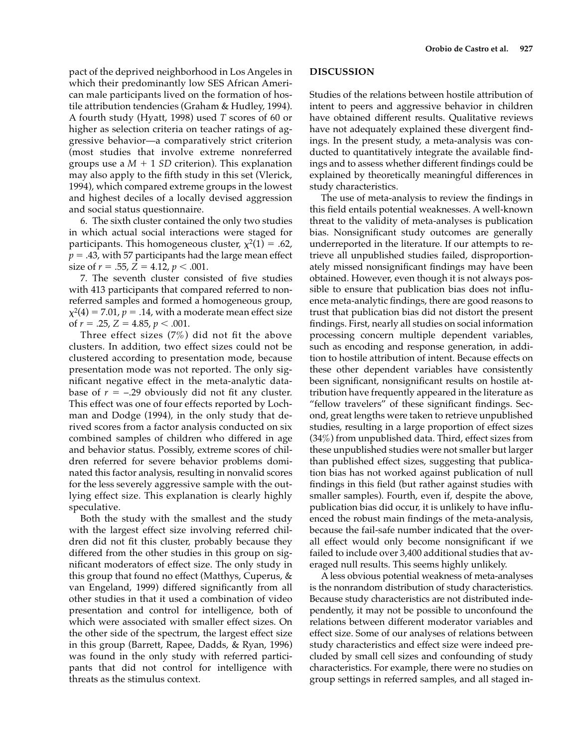pact of the deprived neighborhood in Los Angeles in which their predominantly low SES African American male participants lived on the formation of hostile attribution tendencies (Graham & Hudley, 1994). A fourth study (Hyatt, 1998) used *T* scores of 60 or higher as selection criteria on teacher ratings of aggressive behavior—a comparatively strict criterion (most studies that involve extreme nonreferred groups use a $M + 1$ *SD* criterion). This explanation may also apply to the fifth study in this set (Vlerick, 1994), which compared extreme groups in the lowest and highest deciles of a locally devised aggression and social status questionnaire.

6. The sixth cluster contained the only two studies in which actual social interactions were staged for participants. This homogeneous cluster, $\chi^2(1) = .62$, $p = .43$, with 57 participants had the large mean effect size of $r = .55$, $Z = 4.12$, $p < .001$.

7. The seventh cluster consisted of five studies with 413 participants that compared referred to nonreferred samples and formed a homogeneous group, $\chi^2(4) = 7.01$, $p = .14$, with a moderate mean effect size of $r = .25$, $Z = 4.85$, $p < .001$.

Three effect sizes (7%) did not fit the above clusters. In addition, two effect sizes could not be clustered according to presentation mode, because presentation mode was not reported. The only significant negative effect in the meta-analytic database of $r = -.29$ obviously did not fit any cluster. This effect was one of four effects reported by Lochman and Dodge (1994), in the only study that derived scores from a factor analysis conducted on six combined samples of children who differed in age and behavior status. Possibly, extreme scores of children referred for severe behavior problems dominated this factor analysis, resulting in nonvalid scores for the less severely aggressive sample with the outlying effect size. This explanation is clearly highly speculative.

Both the study with the smallest and the study with the largest effect size involving referred children did not fit this cluster, probably because they differed from the other studies in this group on significant moderators of effect size. The only study in this group that found no effect (Matthys, Cuperus, & van Engeland, 1999) differed significantly from all other studies in that it used a combination of video presentation and control for intelligence, both of which were associated with smaller effect sizes. On the other side of the spectrum, the largest effect size in this group (Barrett, Rapee, Dadds, & Ryan, 1996) was found in the only study with referred participants that did not control for intelligence with threats as the stimulus context.

## DISCUSSION

Studies of the relations between hostile attribution of intent to peers and aggressive behavior in children have obtained different results. Qualitative reviews have not adequately explained these divergent findings. In the present study, a meta-analysis was conducted to quantitatively integrate the available findings and to assess whether different findings could be explained by theoretically meaningful differences in study characteristics.

The use of meta-analysis to review the findings in this field entails potential weaknesses. A well-known threat to the validity of meta-analyses is publication bias. Nonsignificant study outcomes are generally underreported in the literature. If our attempts to retrieve all unpublished studies failed, disproportionately missed nonsignificant findings may have been obtained. However, even though it is not always possible to ensure that publication bias does not influence meta-analytic findings, there are good reasons to trust that publication bias did not distort the present findings. First, nearly all studies on social information processing concern multiple dependent variables, such as encoding and response generation, in addition to hostile attribution of intent. Because effects on these other dependent variables have consistently been significant, nonsignificant results on hostile attribution have frequently appeared in the literature as "fellow travelers" of these significant findings. Second, great lengths were taken to retrieve unpublished studies, resulting in a large proportion of effect sizes (34%) from unpublished data. Third, effect sizes from these unpublished studies were not smaller but larger than published effect sizes, suggesting that publication bias has not worked against publication of null findings in this field (but rather against studies with smaller samples). Fourth, even if, despite the above, publication bias did occur, it is unlikely to have influenced the robust main findings of the meta-analysis, because the fail-safe number indicated that the overall effect would only become nonsignificant if we failed to include over 3,400 additional studies that averaged null results. This seems highly unlikely.

A less obvious potential weakness of meta-analyses is the nonrandom distribution of study characteristics. Because study characteristics are not distributed independently, it may not be possible to unconfound the relations between different moderator variables and effect size. Some of our analyses of relations between study characteristics and effect size were indeed precluded by small cell sizes and confounding of study characteristics. For example, there were no studies on group settings in referred samples, and all staged in-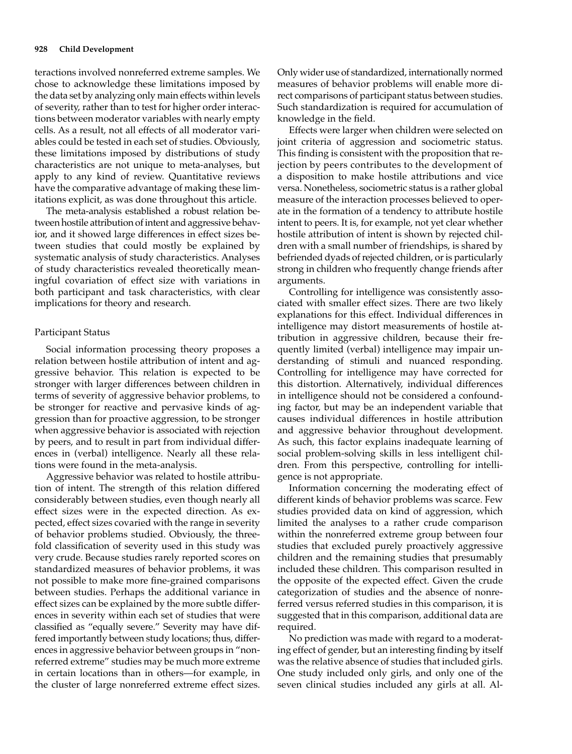teractions involved nonreferred extreme samples. We chose to acknowledge these limitations imposed by the data set by analyzing only main effects within levels of severity, rather than to test for higher order interactions between moderator variables with nearly empty cells. As a result, not all effects of all moderator variables could be tested in each set of studies. Obviously, these limitations imposed by distributions of study characteristics are not unique to meta-analyses, but apply to any kind of review. Quantitative reviews have the comparative advantage of making these limitations explicit, as was done throughout this article.

The meta-analysis established a robust relation between hostile attribution of intent and aggressive behavior, and it showed large differences in effect sizes between studies that could mostly be explained by systematic analysis of study characteristics. Analyses of study characteristics revealed theoretically meaningful covariation of effect size with variations in both participant and task characteristics, with clear implications for theory and research.

### Participant Status

Social information processing theory proposes a relation between hostile attribution of intent and aggressive behavior. This relation is expected to be stronger with larger differences between children in terms of severity of aggressive behavior problems, to be stronger for reactive and pervasive kinds of aggression than for proactive aggression, to be stronger when aggressive behavior is associated with rejection by peers, and to result in part from individual differences in (verbal) intelligence. Nearly all these relations were found in the meta-analysis.

Aggressive behavior was related to hostile attribution of intent. The strength of this relation differed considerably between studies, even though nearly all effect sizes were in the expected direction. As expected, effect sizes covaried with the range in severity of behavior problems studied. Obviously, the threefold classification of severity used in this study was very crude. Because studies rarely reported scores on standardized measures of behavior problems, it was not possible to make more fine-grained comparisons between studies. Perhaps the additional variance in effect sizes can be explained by the more subtle differences in severity within each set of studies that were classified as "equally severe." Severity may have differed importantly between study locations; thus, differences in aggressive behavior between groups in "nonreferred extreme" studies may be much more extreme in certain locations than in others—for example, in the cluster of large nonreferred extreme effect sizes. Only wider use of standardized, internationally normed measures of behavior problems will enable more direct comparisons of participant status between studies. Such standardization is required for accumulation of knowledge in the field.

Effects were larger when children were selected on joint criteria of aggression and sociometric status. This finding is consistent with the proposition that rejection by peers contributes to the development of a disposition to make hostile attributions and vice versa. Nonetheless, sociometric status is a rather global measure of the interaction processes believed to operate in the formation of a tendency to attribute hostile intent to peers. It is, for example, not yet clear whether hostile attribution of intent is shown by rejected children with a small number of friendships, is shared by befriended dyads of rejected children, or is particularly strong in children who frequently change friends after arguments.

Controlling for intelligence was consistently associated with smaller effect sizes. There are two likely explanations for this effect. Individual differences in intelligence may distort measurements of hostile attribution in aggressive children, because their frequently limited (verbal) intelligence may impair understanding of stimuli and nuanced responding. Controlling for intelligence may have corrected for this distortion. Alternatively, individual differences in intelligence should not be considered a confounding factor, but may be an independent variable that causes individual differences in hostile attribution and aggressive behavior throughout development. As such, this factor explains inadequate learning of social problem-solving skills in less intelligent children. From this perspective, controlling for intelligence is not appropriate.

Information concerning the moderating effect of different kinds of behavior problems was scarce. Few studies provided data on kind of aggression, which limited the analyses to a rather crude comparison within the nonreferred extreme group between four studies that excluded purely proactively aggressive children and the remaining studies that presumably included these children. This comparison resulted in the opposite of the expected effect. Given the crude categorization of studies and the absence of nonreferred versus referred studies in this comparison, it is suggested that in this comparison, additional data are required.

No prediction was made with regard to a moderating effect of gender, but an interesting finding by itself was the relative absence of studies that included girls. One study included only girls, and only one of the seven clinical studies included any girls at all. Al-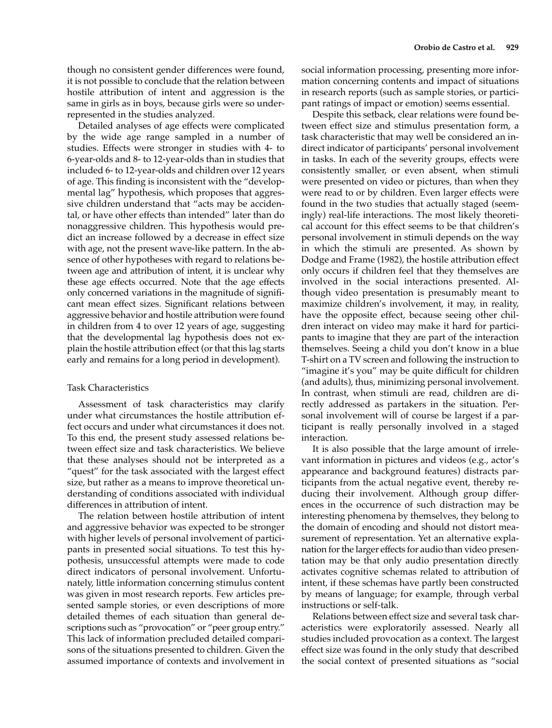though no consistent gender differences were found, it is not possible to conclude that the relation between hostile attribution of intent and aggression is the same in girls as in boys, because girls were so underrepresented in the studies analyzed.

Detailed analyses of age effects were complicated by the wide age range sampled in a number of studies. Effects were stronger in studies with 4- to 6-year-olds and 8- to 12-year-olds than in studies that included 6- to 12-year-olds and children over 12 years of age. This finding is inconsistent with the "developmental lag" hypothesis, which proposes that aggressive children understand that "acts may be accidental, or have other effects than intended" later than do nonaggressive children. This hypothesis would predict an increase followed by a decrease in effect size with age, not the present wave-like pattern. In the absence of other hypotheses with regard to relations between age and attribution of intent, it is unclear why these age effects occurred. Note that the age effects only concerned variations in the magnitude of significant mean effect sizes. Significant relations between aggressive behavior and hostile attribution were found in children from 4 to over 12 years of age, suggesting that the developmental lag hypothesis does not explain the hostile attribution effect (or that this lag starts early and remains for a long period in development).

### Task Characteristics

Assessment of task characteristics may clarify under what circumstances the hostile attribution effect occurs and under what circumstances it does not. To this end, the present study assessed relations between effect size and task characteristics. We believe that these analyses should not be interpreted as a "quest" for the task associated with the largest effect size, but rather as a means to improve theoretical understanding of conditions associated with individual differences in attribution of intent.

The relation between hostile attribution of intent and aggressive behavior was expected to be stronger with higher levels of personal involvement of participants in presented social situations. To test this hypothesis, unsuccessful attempts were made to code direct indicators of personal involvement. Unfortunately, little information concerning stimulus content was given in most research reports. Few articles presented sample stories, or even descriptions of more detailed themes of each situation than general descriptions such as "provocation" or "peer group entry." This lack of information precluded detailed comparisons of the situations presented to children. Given the assumed importance of contexts and involvement in social information processing, presenting more information concerning contents and impact of situations in research reports (such as sample stories, or participant ratings of impact or emotion) seems essential.

Despite this setback, clear relations were found between effect size and stimulus presentation form, a task characteristic that may well be considered an indirect indicator of participants' personal involvement in tasks. In each of the severity groups, effects were consistently smaller, or even absent, when stimuli were presented on video or pictures, than when they were read to or by children. Even larger effects were found in the two studies that actually staged (seemingly) real-life interactions. The most likely theoretical account for this effect seems to be that children's personal involvement in stimuli depends on the way in which the stimuli are presented. As shown by Dodge and Frame (1982), the hostile attribution effect only occurs if children feel that they themselves are involved in the social interactions presented. Although video presentation is presumably meant to maximize children's involvement, it may, in reality, have the opposite effect, because seeing other children interact on video may make it hard for participants to imagine that they are part of the interaction themselves. Seeing a child you don't know in a blue T-shirt on a TV screen and following the instruction to "imagine it's you" may be quite difficult for children (and adults), thus, minimizing personal involvement. In contrast, when stimuli are read, children are directly addressed as partakers in the situation. Personal involvement will of course be largest if a participant is really personally involved in a staged interaction.

It is also possible that the large amount of irrelevant information in pictures and videos (e.g., actor's appearance and background features) distracts participants from the actual negative event, thereby reducing their involvement. Although group differences in the occurrence of such distraction may be interesting phenomena by themselves, they belong to the domain of encoding and should not distort measurement of representation. Yet an alternative explanation for the larger effects for audio than video presentation may be that only audio presentation directly activates cognitive schemas related to attribution of intent, if these schemas have partly been constructed by means of language; for example, through verbal instructions or self-talk.

Relations between effect size and several task characteristics were exploratorily assessed. Nearly all studies included provocation as a context. The largest effect size was found in the only study that described the social context of presented situations as "social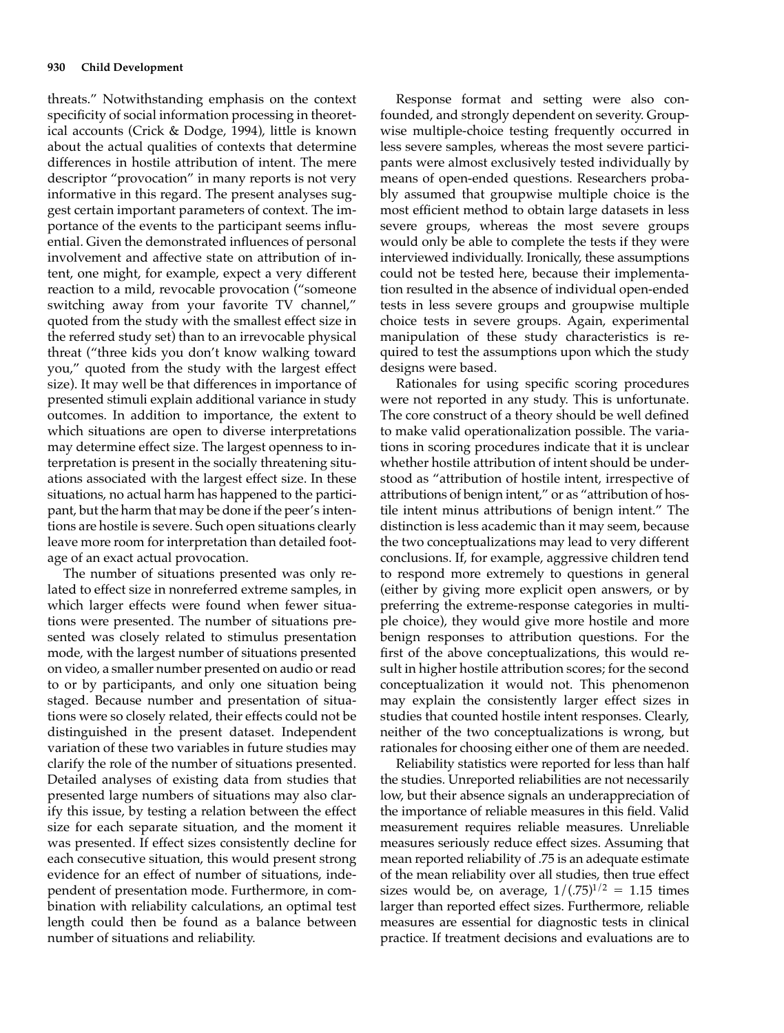threats." Notwithstanding emphasis on the context specificity of social information processing in theoretical accounts (Crick & Dodge, 1994), little is known about the actual qualities of contexts that determine differences in hostile attribution of intent. The mere descriptor "provocation" in many reports is not very informative in this regard. The present analyses suggest certain important parameters of context. The importance of the events to the participant seems influential. Given the demonstrated influences of personal involvement and affective state on attribution of intent, one might, for example, expect a very different reaction to a mild, revocable provocation ("someone switching away from your favorite TV channel," quoted from the study with the smallest effect size in the referred study set) than to an irrevocable physical threat ("three kids you don't know walking toward you," quoted from the study with the largest effect size). It may well be that differences in importance of presented stimuli explain additional variance in study outcomes. In addition to importance, the extent to which situations are open to diverse interpretations may determine effect size. The largest openness to interpretation is present in the socially threatening situations associated with the largest effect size. In these situations, no actual harm has happened to the participant, but the harm that may be done if the peer's intentions are hostile is severe. Such open situations clearly leave more room for interpretation than detailed footage of an exact actual provocation.

The number of situations presented was only related to effect size in nonreferred extreme samples, in which larger effects were found when fewer situations were presented. The number of situations presented was closely related to stimulus presentation mode, with the largest number of situations presented on video, a smaller number presented on audio or read to or by participants, and only one situation being staged. Because number and presentation of situations were so closely related, their effects could not be distinguished in the present dataset. Independent variation of these two variables in future studies may clarify the role of the number of situations presented. Detailed analyses of existing data from studies that presented large numbers of situations may also clarify this issue, by testing a relation between the effect size for each separate situation, and the moment it was presented. If effect sizes consistently decline for each consecutive situation, this would present strong evidence for an effect of number of situations, independent of presentation mode. Furthermore, in combination with reliability calculations, an optimal test length could then be found as a balance between number of situations and reliability.

Response format and setting were also confounded, and strongly dependent on severity. Groupwise multiple-choice testing frequently occurred in less severe samples, whereas the most severe participants were almost exclusively tested individually by means of open-ended questions. Researchers probably assumed that groupwise multiple choice is the most efficient method to obtain large datasets in less severe groups, whereas the most severe groups would only be able to complete the tests if they were interviewed individually. Ironically, these assumptions could not be tested here, because their implementation resulted in the absence of individual open-ended tests in less severe groups and groupwise multiple choice tests in severe groups. Again, experimental manipulation of these study characteristics is required to test the assumptions upon which the study designs were based.

Rationales for using specific scoring procedures were not reported in any study. This is unfortunate. The core construct of a theory should be well defined to make valid operationalization possible. The variations in scoring procedures indicate that it is unclear whether hostile attribution of intent should be understood as "attribution of hostile intent, irrespective of attributions of benign intent," or as "attribution of hostile intent minus attributions of benign intent." The distinction is less academic than it may seem, because the two conceptualizations may lead to very different conclusions. If, for example, aggressive children tend to respond more extremely to questions in general (either by giving more explicit open answers, or by preferring the extreme-response categories in multiple choice), they would give more hostile and more benign responses to attribution questions. For the first of the above conceptualizations, this would result in higher hostile attribution scores; for the second conceptualization it would not. This phenomenon may explain the consistently larger effect sizes in studies that counted hostile intent responses. Clearly, neither of the two conceptualizations is wrong, but rationales for choosing either one of them are needed.

Reliability statistics were reported for less than half the studies. Unreported reliabilities are not necessarily low, but their absence signals an underappreciation of the importance of reliable measures in this field. Valid measurement requires reliable measures. Unreliable measures seriously reduce effect sizes. Assuming that mean reported reliability of .75 is an adequate estimate of the mean reliability over all studies, then true effect sizes would be, on average, $1/(.75)^{1/2} = 1.15$ times larger than reported effect sizes. Furthermore, reliable measures are essential for diagnostic tests in clinical practice. If treatment decisions and evaluations are to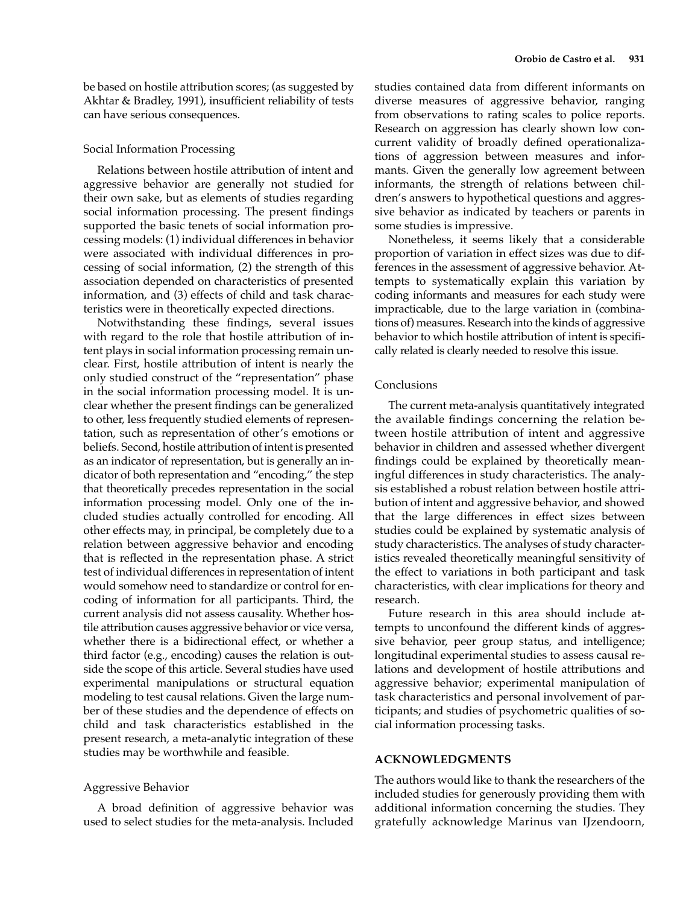be based on hostile attribution scores; (as suggested by Akhtar & Bradley, 1991), insufficient reliability of tests can have serious consequences.

### Social Information Processing

Relations between hostile attribution of intent and aggressive behavior are generally not studied for their own sake, but as elements of studies regarding social information processing. The present findings supported the basic tenets of social information processing models: (1) individual differences in behavior were associated with individual differences in processing of social information, (2) the strength of this association depended on characteristics of presented information, and (3) effects of child and task characteristics were in theoretically expected directions.

Notwithstanding these findings, several issues with regard to the role that hostile attribution of intent plays in social information processing remain unclear. First, hostile attribution of intent is nearly the only studied construct of the "representation" phase in the social information processing model. It is unclear whether the present findings can be generalized to other, less frequently studied elements of representation, such as representation of other's emotions or beliefs. Second, hostile attribution of intent is presented as an indicator of representation, but is generally an indicator of both representation and "encoding," the step that theoretically precedes representation in the social information processing model. Only one of the included studies actually controlled for encoding. All other effects may, in principal, be completely due to a relation between aggressive behavior and encoding that is reflected in the representation phase. A strict test of individual differences in representation of intent would somehow need to standardize or control for encoding of information for all participants. Third, the current analysis did not assess causality. Whether hostile attribution causes aggressive behavior or vice versa, whether there is a bidirectional effect, or whether a third factor (e.g., encoding) causes the relation is outside the scope of this article. Several studies have used experimental manipulations or structural equation modeling to test causal relations. Given the large number of these studies and the dependence of effects on child and task characteristics established in the present research, a meta-analytic integration of these studies may be worthwhile and feasible.

### Aggressive Behavior

A broad definition of aggressive behavior was used to select studies for the meta-analysis. Included studies contained data from different informants on diverse measures of aggressive behavior, ranging from observations to rating scales to police reports. Research on aggression has clearly shown low concurrent validity of broadly defined operationalizations of aggression between measures and informants. Given the generally low agreement between informants, the strength of relations between children's answers to hypothetical questions and aggressive behavior as indicated by teachers or parents in some studies is impressive.

Nonetheless, it seems likely that a considerable proportion of variation in effect sizes was due to differences in the assessment of aggressive behavior. Attempts to systematically explain this variation by coding informants and measures for each study were impracticable, due to the large variation in (combinations of) measures. Research into the kinds of aggressive behavior to which hostile attribution of intent is specifically related is clearly needed to resolve this issue.

### Conclusions

The current meta-analysis quantitatively integrated the available findings concerning the relation between hostile attribution of intent and aggressive behavior in children and assessed whether divergent findings could be explained by theoretically meaningful differences in study characteristics. The analysis established a robust relation between hostile attribution of intent and aggressive behavior, and showed that the large differences in effect sizes between studies could be explained by systematic analysis of study characteristics. The analyses of study characteristics revealed theoretically meaningful sensitivity of the effect to variations in both participant and task characteristics, with clear implications for theory and research.

Future research in this area should include attempts to unconfound the different kinds of aggressive behavior, peer group status, and intelligence; longitudinal experimental studies to assess causal relations and development of hostile attributions and aggressive behavior; experimental manipulation of task characteristics and personal involvement of participants; and studies of psychometric qualities of social information processing tasks.

## ACKNOWLEDGMENTS

The authors would like to thank the researchers of the included studies for generously providing them with additional information concerning the studies. They gratefully acknowledge Marinus van IJzendoorn,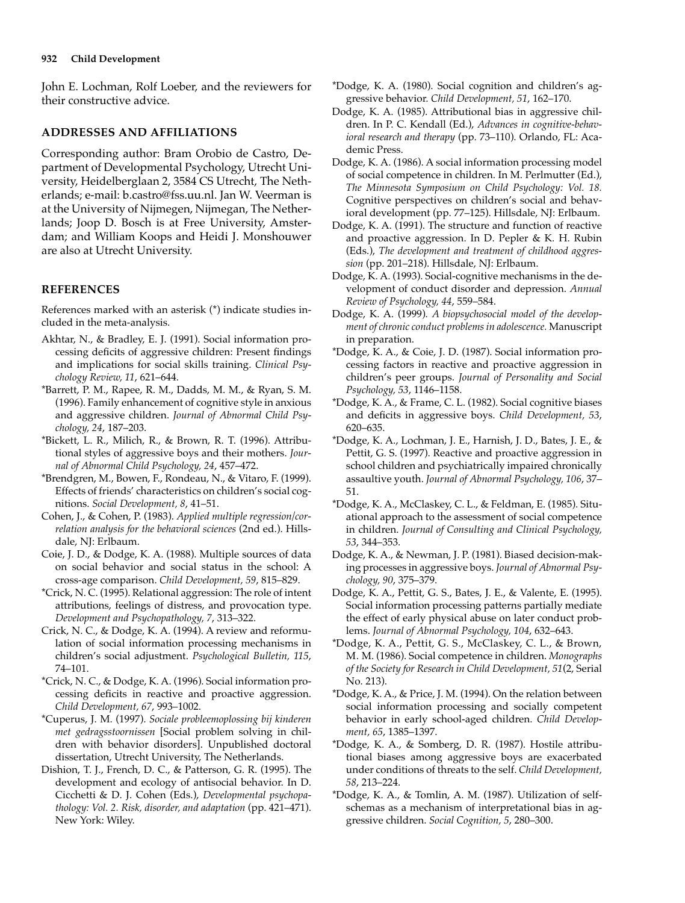John E. Lochman, Rolf Loeber, and the reviewers for their constructive advice.

## ADDRESSES AND AFFILIATIONS

Corresponding author: Bram Orobio de Castro, Department of Developmental Psychology, Utrecht University, Heidelberglaan 2, 3584 CS Utrecht, The Netherlands; e-mail: b.castro@fss.uu.nl. Jan W. Veerman is at the University of Nijmegen, Nijmegan, The Netherlands; Joop D. Bosch is at Free University, Amsterdam; and William Koops and Heidi J. Monshouwer are also at Utrecht University.

## REFERENCES

References marked with an asterisk (*) indicate studies included in the meta-analysis.

Akhtar, N., & Bradley, E. J. (1991). Social information processing deficits of aggressive children: Present findings and implications for social skills training. *Clinical Psychology Review, 11*, 621–644.

*Barrett, P. M., Rapee, R. M., Dadds, M. M., & Ryan, S. M. (1996). Family enhancement of cognitive style in anxious and aggressive children. *Journal of Abnormal Child Psychology, 24*, 187–203.

*Bickett, L. R., Milich, R., & Brown, R. T. (1996). Attributional styles of aggressive boys and their mothers. *Journal of Abnormal Child Psychology, 24*, 457–472.

*Brendgren, M., Bowen, F., Rondeau, N., & Vitaro, F. (1999). Effects of friends' characteristics on children's social cognitions. *Social Development, 8*, 41–51.

Cohen, J., & Cohen, P. (1983). *Applied multiple regression/correlation analysis for the behavioral sciences* (2nd ed.). Hillsdale, NJ: Erlbaum.

Coie, J. D., & Dodge, K. A. (1988). Multiple sources of data on social behavior and social status in the school: A cross-age comparison. *Child Development, 59*, 815–829.

*Crick, N. C. (1995). Relational aggression: The role of intent attributions, feelings of distress, and provocation type. *Development and Psychopathology, 7*, 313–322.

Crick, N. C., & Dodge, K. A. (1994). A review and reformulation of social information processing mechanisms in children's social adjustment. *Psychological Bulletin, 115*, 74–101.

*Crick, N. C., & Dodge, K. A. (1996). Social information processing deficits in reactive and proactive aggression. *Child Development, 67*, 993–1002.

*Cuperus, J. M. (1997). *Sociale probleemoplossing bij kinderen met gedragsstoornissen* [Social problem solving in children with behavior disorders]. Unpublished doctoral dissertation, Utrecht University, The Netherlands.

Dishion, T. J., French, D. C., & Patterson, G. R. (1995). The development and ecology of antisocial behavior. In D. Cicchetti & D. J. Cohen (Eds.), *Developmental psychopathology: Vol. 2. Risk, disorder, and adaptation* (pp. 421–471). New York: Wiley.

*Dodge, K. A. (1980). Social cognition and children's aggressive behavior. *Child Development, 51*, 162–170.

Dodge, K. A. (1985). Attributional bias in aggressive children. In P. C. Kendall (Ed.), *Advances in cognitive-behavioral research and therapy* (pp. 73–110). Orlando, FL: Academic Press.

Dodge, K. A. (1986). A social information processing model of social competence in children. In M. Perlmutter (Ed.), *The Minnesota Symposium on Child Psychology: Vol. 18.* Cognitive perspectives on children's social and behavioral development (pp. 77–125). Hillsdale, NJ: Erlbaum.

Dodge, K. A. (1991). The structure and function of reactive and proactive aggression. In D. Pepler & K. H. Rubin (Eds.), *The development and treatment of childhood aggression* (pp. 201–218). Hillsdale, NJ: Erlbaum.

Dodge, K. A. (1993). Social-cognitive mechanisms in the development of conduct disorder and depression. *Annual Review of Psychology, 44*, 559–584.

Dodge, K. A. (1999). *A biopsychosocial model of the development of chronic conduct problems in adolescence.* Manuscript in preparation.

*Dodge, K. A., & Coie, J. D. (1987). Social information processing factors in reactive and proactive aggression in children's peer groups. *Journal of Personality and Social Psychology, 53*, 1146–1158.

*Dodge, K. A., & Frame, C. L. (1982). Social cognitive biases and deficits in aggressive boys. *Child Development, 53*, 620–635.

*Dodge, K. A., Lochman, J. E., Harnish, J. D., Bates, J. E., & Pettit, G. S. (1997). Reactive and proactive aggression in school children and psychiatrically impaired chronically assaultive youth. *Journal of Abnormal Psychology, 106*, 37–51.

*Dodge, K. A., McClaskey, C. L., & Feldman, E. (1985). Situational approach to the assessment of social competence in children. *Journal of Consulting and Clinical Psychology, 53*, 344–353.

Dodge, K. A., & Newman, J. P. (1981). Biased decision-making processes in aggressive boys. *Journal of Abnormal Psychology, 90*, 375–379.

Dodge, K. A., Pettit, G. S., Bates, J. E., & Valente, E. (1995). Social information processing patterns partially mediate the effect of early physical abuse on later conduct problems. *Journal of Abnormal Psychology, 104*, 632–643.

*Dodge, K. A., Pettit, G. S., McClaskey, C. L., & Brown, M. M. (1986). Social competence in children. *Monographs of the Society for Research in Child Development, 51*(2, Serial No. 213).

*Dodge, K. A., & Price, J. M. (1994). On the relation between social information processing and socially competent behavior in early school-aged children. *Child Development, 65*, 1385–1397.

*Dodge, K. A., & Somberg, D. R. (1987). Hostile attributional biases among aggressive boys are exacerbated under conditions of threats to the self. *Child Development, 58*, 213–224.

*Dodge, K. A., & Tomlin, A. M. (1987). Utilization of self-schemas as a mechanism of interpretational bias in aggressive children. *Social Cognition, 5*, 280–300.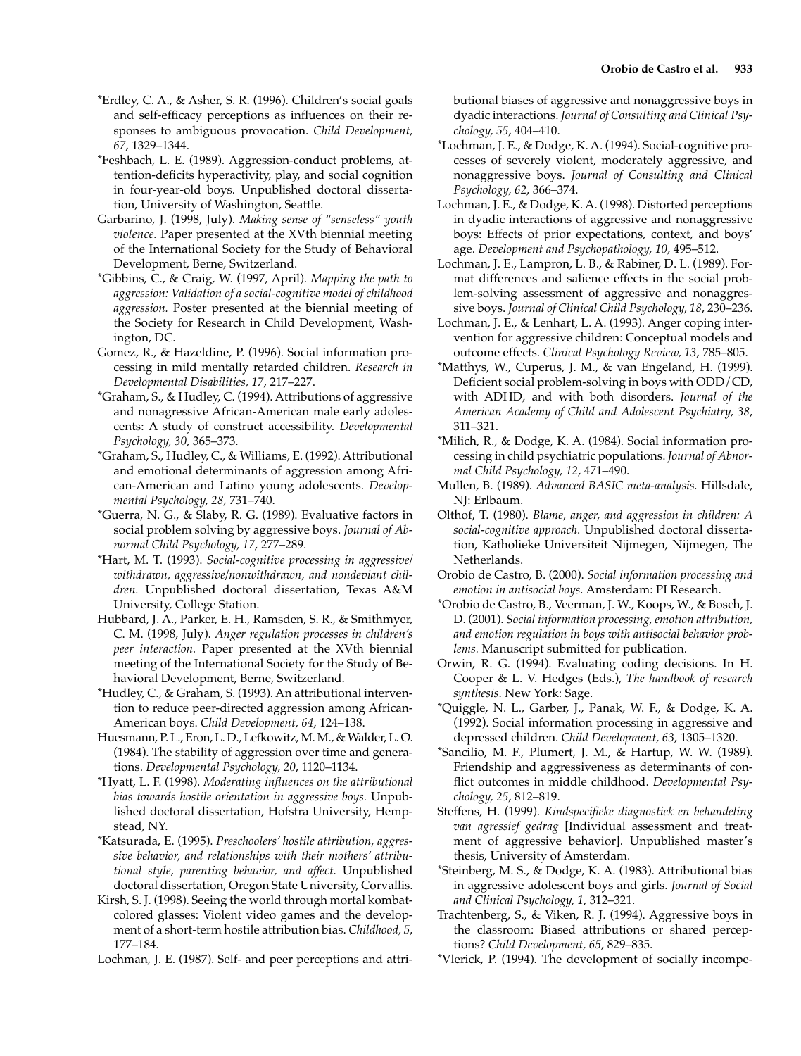*Erdley, C. A., & Asher, S. R. (1996). Children's social goals and self-efficacy perceptions as influences on their responses to ambiguous provocation. *Child Development, 67*, 1329–1344.

*Feshbach, L. E. (1989). Aggression-conduct problems, attention-deficits hyperactivity, play, and social cognition in four-year-old boys. Unpublished doctoral dissertation, University of Washington, Seattle.

Garbarino, J. (1998, July). *Making sense of "senseless" youth violence.* Paper presented at the XVth biennial meeting of the International Society for the Study of Behavioral Development, Berne, Switzerland.

*Gibbins, C., & Craig, W. (1997, April). *Mapping the path to aggression: Validation of a social-cognitive model of childhood aggression.* Poster presented at the biennial meeting of the Society for Research in Child Development, Washington, DC.

Gomez, R., & Hazeldine, P. (1996). Social information processing in mild mentally retarded children. *Research in Developmental Disabilities, 17*, 217–227.

*Graham, S., & Hudley, C. (1994). Attributions of aggressive and nonagressive African-American male early adolescents: A study of construct accessibility. *Developmental Psychology, 30*, 365–373.

*Graham, S., Hudley, C., & Williams, E. (1992). Attributional and emotional determinants of aggression among African-American and Latino young adolescents. *Developmental Psychology, 28*, 731–740.

*Guerra, N. G., & Slaby, R. G. (1989). Evaluative factors in social problem solving by aggressive boys. *Journal of Abnormal Child Psychology, 17*, 277–289.

*Hart, M. T. (1993). *Social-cognitive processing in aggressive/withdrawn, aggressive/nonwithdrawn, and nondeviant children.* Unpublished doctoral dissertation, Texas A&M University, College Station.

Hubbard, J. A., Parker, E. H., Ramsden, S. R., & Smithmyer, C. M. (1998, July). *Anger regulation processes in children's peer interaction.* Paper presented at the XVth biennial meeting of the International Society for the Study of Behavioral Development, Berne, Switzerland.

*Hudley, C., & Graham, S. (1993). An attributional intervention to reduce peer-directed aggression among African-American boys. *Child Development, 64*, 124–138.

Huesmann, P. L., Eron, L. D., Lefkowitz, M. M., & Walder, L. O. (1984). The stability of aggression over time and generations. *Developmental Psychology, 20*, 1120–1134.

*Hyatt, L. F. (1998). *Moderating influences on the attributional bias towards hostile orientation in aggressive boys.* Unpublished doctoral dissertation, Hofstra University, Hempstead, NY.

*Katsurada, E. (1995). *Preschoolers' hostile attribution, aggressive behavior, and relationships with their mothers' attributional style, parenting behavior, and affect.* Unpublished doctoral dissertation, Oregon State University, Corvallis.

Kirsh, S. J. (1998). Seeing the world through mortal kombat-colored glasses: Violent video games and the development of a short-term hostile attribution bias. *Childhood, 5*, 177–184.

Lochman, J. E. (1987). Self- and peer perceptions and attributional biases of aggressive and nonaggressive boys in dyadic interactions. *Journal of Consulting and Clinical Psychology, 55*, 404–410.

*Lochman, J. E., & Dodge, K. A. (1994). Social-cognitive processes of severely violent, moderately aggressive, and nonaggressive boys. *Journal of Consulting and Clinical Psychology, 62*, 366–374.

Lochman, J. E., & Dodge, K. A. (1998). Distorted perceptions in dyadic interactions of aggressive and nonaggressive boys: Effects of prior expectations, context, and boys' age. *Development and Psychopathology, 10*, 495–512.

Lochman, J. E., Lampron, L. B., & Rabiner, D. L. (1989). Format differences and salience effects in the social problem-solving assessment of aggressive and nonaggressive boys. *Journal of Clinical Child Psychology, 18*, 230–236.

Lochman, J. E., & Lenhart, L. A. (1993). Anger coping intervention for aggressive children: Conceptual models and outcome effects. *Clinical Psychology Review, 13*, 785–805.

*Matthys, W., Cuperus, J. M., & van Engeland, H. (1999). Deficient social problem-solving in boys with ODD/CD, with ADHD, and with both disorders. *Journal of the American Academy of Child and Adolescent Psychiatry, 38*, 311–321.

*Milich, R., & Dodge, K. A. (1984). Social information processing in child psychiatric populations. *Journal of Abnormal Child Psychology, 12*, 471–490.

Mullen, B. (1989). *Advanced BASIC meta-analysis.* Hillsdale, NJ: Erlbaum.

Olthof, T. (1980). *Blame, anger, and aggression in children: A social-cognitive approach*. Unpublished doctoral dissertation, Katholieke Universiteit Nijmegen, Nijmegen, The Netherlands.

Orobio de Castro, B. (2000). *Social information processing and emotion in antisocial boys.* Amsterdam: PI Research.

*Orobio de Castro, B., Veerman, J. W., Koops, W., & Bosch, J. D. (2001). *Social information processing, emotion attribution, and emotion regulation in boys with antisocial behavior problems.* Manuscript submitted for publication.

Orwin, R. G. (1994). Evaluating coding decisions. In H. Cooper & L. V. Hedges (Eds.), *The handbook of research synthesis*. New York: Sage.

*Quiggle, N. L., Garber, J., Panak, W. F., & Dodge, K. A. (1992). Social information processing in aggressive and depressed children. *Child Development, 63*, 1305–1320.

*Sancilio, M. F., Plumert, J. M., & Hartup, W. W. (1989). Friendship and aggressiveness as determinants of conflict outcomes in middle childhood. *Developmental Psychology, 25*, 812–819.

Steffens, H. (1999). *Kindspecifieke diagnostiek en behandeling van agressief gedrag* [Individual assessment and treatment of aggressive behavior]. Unpublished master's thesis, University of Amsterdam.

*Steinberg, M. S., & Dodge, K. A. (1983). Attributional bias in aggressive adolescent boys and girls. *Journal of Social and Clinical Psychology, 1*, 312–321.

Trachtenberg, S., & Viken, R. J. (1994). Aggressive boys in the classroom: Biased attributions or shared perceptions? *Child Development, 65*, 829–835.

*Vlerick, P. (1994). The development of socially incompe-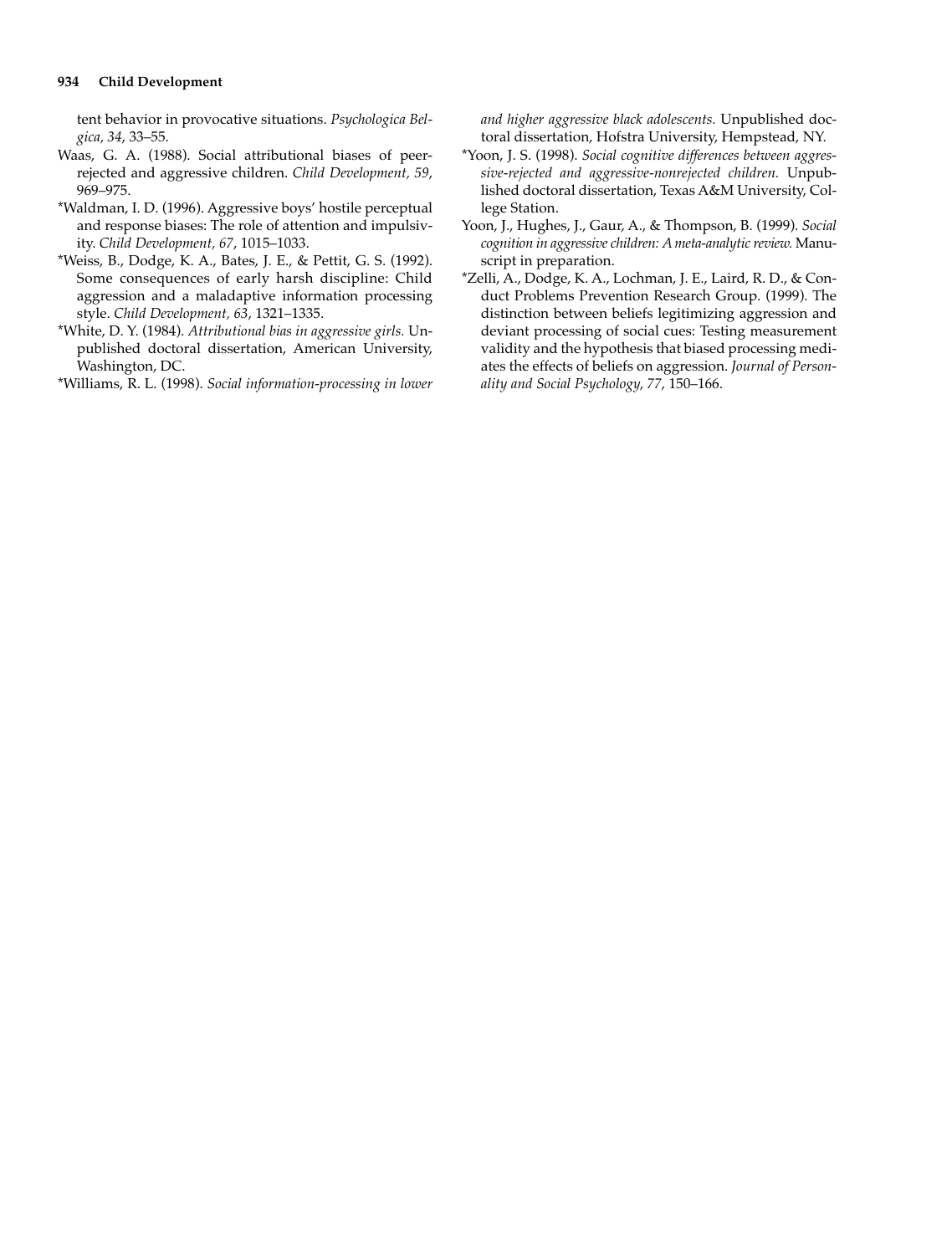tent behavior in provocative situations. *Psychologica Belgica, 34*, 33–55.

Waas, G. A. (1988). Social attributional biases of peer-rejected and aggressive children. *Child Development, 59*, 969–975.

*Waldman, I. D. (1996). Aggressive boys' hostile perceptual and response biases: The role of attention and impulsivity. *Child Development, 67*, 1015–1033.

*Weiss, B., Dodge, K. A., Bates, J. E., & Pettit, G. S. (1992). Some consequences of early harsh discipline: Child aggression and a maladaptive information processing style. *Child Development, 63*, 1321–1335.

*White, D. Y. (1984). *Attributional bias in aggressive girls.* Unpublished doctoral dissertation, American University, Washington, DC.

*Williams, R. L. (1998). *Social information-processing in lower and higher aggressive black adolescents.* Unpublished doctoral dissertation, Hofstra University, Hempstead, NY.

*Yoon, J. S. (1998). *Social cognitive differences between aggressive-rejected and aggressive-nonrejected children.* Unpublished doctoral dissertation, Texas A&M University, College Station.

Yoon, J., Hughes, J., Gaur, A., & Thompson, B. (1999). *Social cognition in aggressive children: A meta-analytic review.* Manuscript in preparation.

*Zelli, A., Dodge, K. A., Lochman, J. E., Laird, R. D., & Conduct Problems Prevention Research Group. (1999). The distinction between beliefs legitimizing aggression and deviant processing of social cues: Testing measurement validity and the hypothesis that biased processing mediates the effects of beliefs on aggression. *Journal of Personality and Social Psychology, 77*, 150–166.